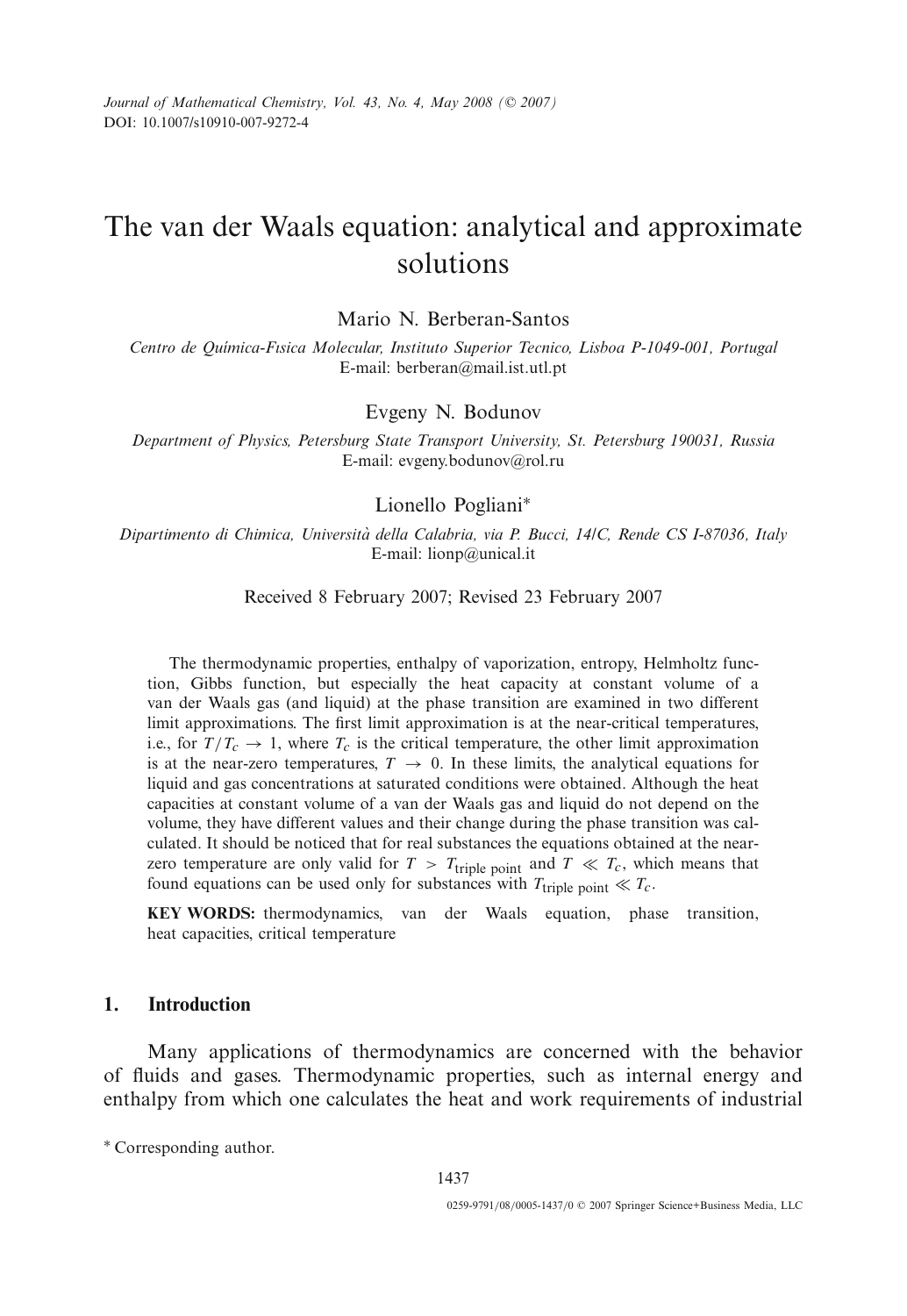*Journal of Mathematical Chemistry, Vol. 43, No. 4, May 2008 (© 2007)*
DOI: 10.1007/s10910-007-9272-4

# The van der Waals equation: analytical and approximate solutions

Mario N. Berberan-Santos

*Centro de Química-Fısica Molecular, Instituto Superior Tecnico, Lisboa P-1049-001, Portugal*
E-mail: berberan@mail.ist.utl.pt

Evgeny N. Bodunov

*Department of Physics, Petersburg State Transport University, St. Petersburg 190031, Russia*
E-mail: evgeny.bodunov@rol.ru

Lionello Pogliani*

*Dipartimento di Chimica, Università della Calabria, via P. Bucci, 14/C, Rende CS I-87036, Italy*
E-mail: lionp@unical.it

Received 8 February 2007; Revised 23 February 2007

The thermodynamic properties, enthalpy of vaporization, entropy, Helmholtz function, Gibbs function, but especially the heat capacity at constant volume of a van der Waals gas (and liquid) at the phase transition are examined in two different limit approximations. The first limit approximation is at the near-critical temperatures, i.e., for $T/T_c \to 1$, where $T_c$ is the critical temperature, the other limit approximation is at the near-zero temperatures, $T \to 0$. In these limits, the analytical equations for liquid and gas concentrations at saturated conditions were obtained. Although the heat capacities at constant volume of a van der Waals gas and liquid do not depend on the volume, they have different values and their change during the phase transition was calculated. It should be noticed that for real substances the equations obtained at the near-zero temperature are only valid for $T > T_{\text{triple point}}$ and $T \ll T_c$, which means that found equations can be used only for substances with $T_{\text{triple point}} \ll T_c$.

**KEY WORDS:** thermodynamics, van der Waals equation, phase transition, heat capacities, critical temperature

## 1. Introduction

Many applications of thermodynamics are concerned with the behavior of fluids and gases. Thermodynamic properties, such as internal energy and enthalpy from which one calculates the heat and work requirements of industrial

\* Corresponding author.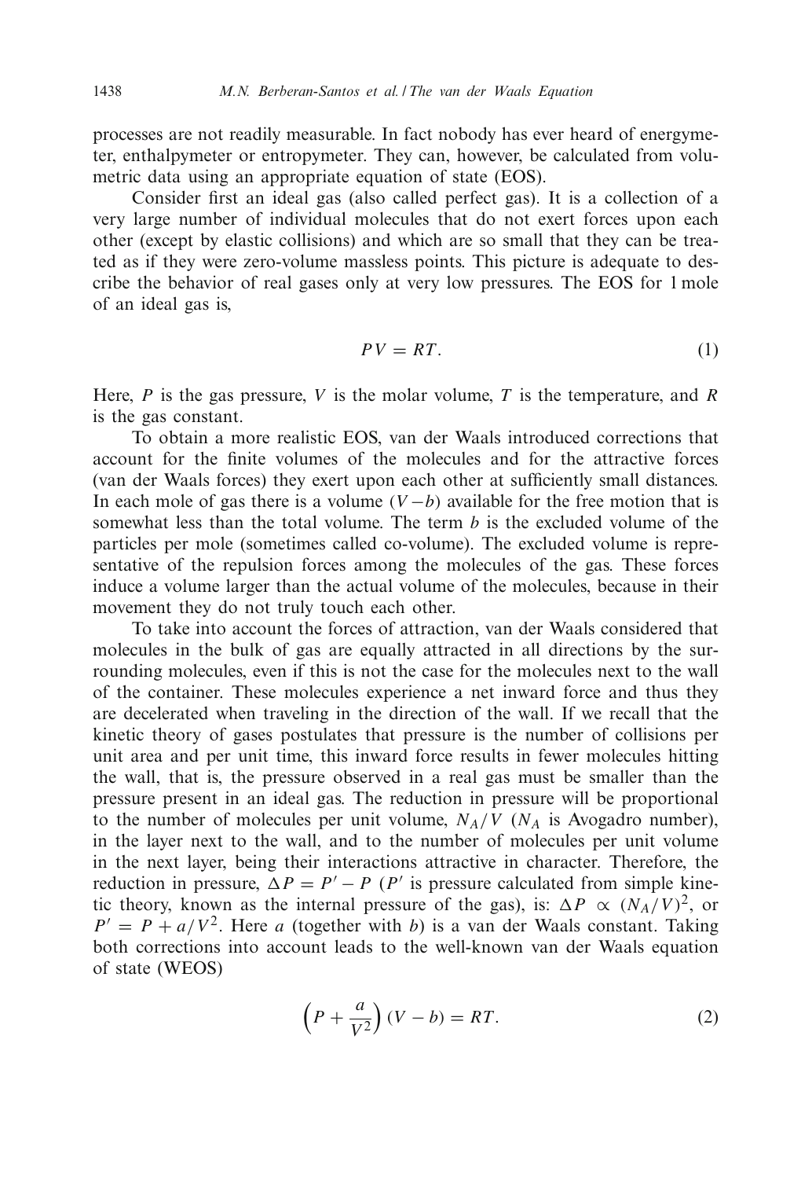processes are not readily measurable. In fact nobody has ever heard of energymeter, enthalpymeter or entropymeter. They can, however, be calculated from volumetric data using an appropriate equation of state (EOS).

Consider first an ideal gas (also called perfect gas). It is a collection of a very large number of individual molecules that do not exert forces upon each other (except by elastic collisions) and which are so small that they can be treated as if they were zero-volume massless points. This picture is adequate to describe the behavior of real gases only at very low pressures. The EOS for 1 mole of an ideal gas is,

$$PV = RT. \tag{1}$$

Here, $P$ is the gas pressure, $V$ is the molar volume, $T$ is the temperature, and $R$ is the gas constant.

To obtain a more realistic EOS, van der Waals introduced corrections that account for the finite volumes of the molecules and for the attractive forces (van der Waals forces) they exert upon each other at sufficiently small distances. In each mole of gas there is a volume $(V - b)$ available for the free motion that is somewhat less than the total volume. The term $b$ is the excluded volume of the particles per mole (sometimes called co-volume). The excluded volume is representative of the repulsion forces among the molecules of the gas. These forces induce a volume larger than the actual volume of the molecules, because in their movement they do not truly touch each other.

To take into account the forces of attraction, van der Waals considered that molecules in the bulk of gas are equally attracted in all directions by the surrounding molecules, even if this is not the case for the molecules next to the wall of the container. These molecules experience a net inward force and thus they are decelerated when traveling in the direction of the wall. If we recall that the kinetic theory of gases postulates that pressure is the number of collisions per unit area and per unit time, this inward force results in fewer molecules hitting the wall, that is, the pressure observed in a real gas must be smaller than the pressure present in an ideal gas. The reduction in pressure will be proportional to the number of molecules per unit volume, $N_A/V$ ($N_A$ is Avogadro number), in the layer next to the wall, and to the number of molecules per unit volume in the next layer, being their interactions attractive in character. Therefore, the reduction in pressure, $\Delta P = P' - P$ ($P'$ is pressure calculated from simple kinetic theory, known as the internal pressure of the gas), is: $\Delta P \propto (N_A/V)^2$, or $P' = P + a/V^2$. Here $a$ (together with $b$) is a van der Waals constant. Taking both corrections into account leads to the well-known van der Waals equation of state (WEOS)

$$\left(P + \frac{a}{V^2}\right)(V - b) = RT. \tag{2}$$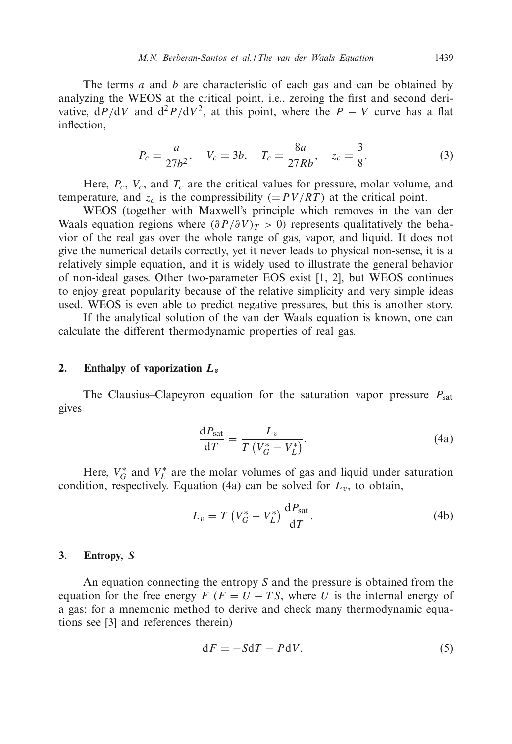The terms $a$ and $b$ are characteristic of each gas and can be obtained by analyzing the WEOS at the critical point, i.e., zeroing the first and second derivative, $\mathrm{d}P/\mathrm{d}V$ and $\mathrm{d}^2P/\mathrm{d}V^2$, at this point, where the $P - V$ curve has a flat inflection,

$$P_c = \frac{a}{27b^2}, \quad V_c = 3b, \quad T_c = \frac{8a}{27Rb}, \quad z_c = \frac{3}{8}. \tag{3}$$

Here, $P_c$, $V_c$, and $T_c$ are the critical values for pressure, molar volume, and temperature, and $z_c$ is the compressibility $(= PV/RT)$ at the critical point.

WEOS (together with Maxwell's principle which removes in the van der Waals equation regions where $(\partial P/\partial V)_T > 0$) represents qualitatively the behavior of the real gas over the whole range of gas, vapor, and liquid. It does not give the numerical details correctly, yet it never leads to physical non-sense, it is a relatively simple equation, and it is widely used to illustrate the general behavior of non-ideal gases. Other two-parameter EOS exist [1, 2], but WEOS continues to enjoy great popularity because of the relative simplicity and very simple ideas used. WEOS is even able to predict negative pressures, but this is another story.

If the analytical solution of the van der Waals equation is known, one can calculate the different thermodynamic properties of real gas.

## 2. Enthalpy of vaporization $L_v$

The Clausius–Clapeyron equation for the saturation vapor pressure $P_{\text{sat}}$ gives

$$\frac{\mathrm{d}P_{\text{sat}}}{\mathrm{d}T} = \frac{L_v}{T\left(V_G^* - V_L^*\right)}. \tag{4a}$$

Here, $V_G^*$ and $V_L^*$ are the molar volumes of gas and liquid under saturation condition, respectively. Equation (4a) can be solved for $L_v$, to obtain,

$$L_v = T\left(V_G^* - V_L^*\right)\frac{\mathrm{d}P_{\text{sat}}}{\mathrm{d}T}. \tag{4b}$$

## 3. Entropy, $S$

An equation connecting the entropy $S$ and the pressure is obtained from the equation for the free energy $F$ ($F = U - TS$, where $U$ is the internal energy of a gas; for a mnemonic method to derive and check many thermodynamic equations see [3] and references therein)

$$\mathrm{d}F = -S\mathrm{d}T - P\mathrm{d}V. \tag{5}$$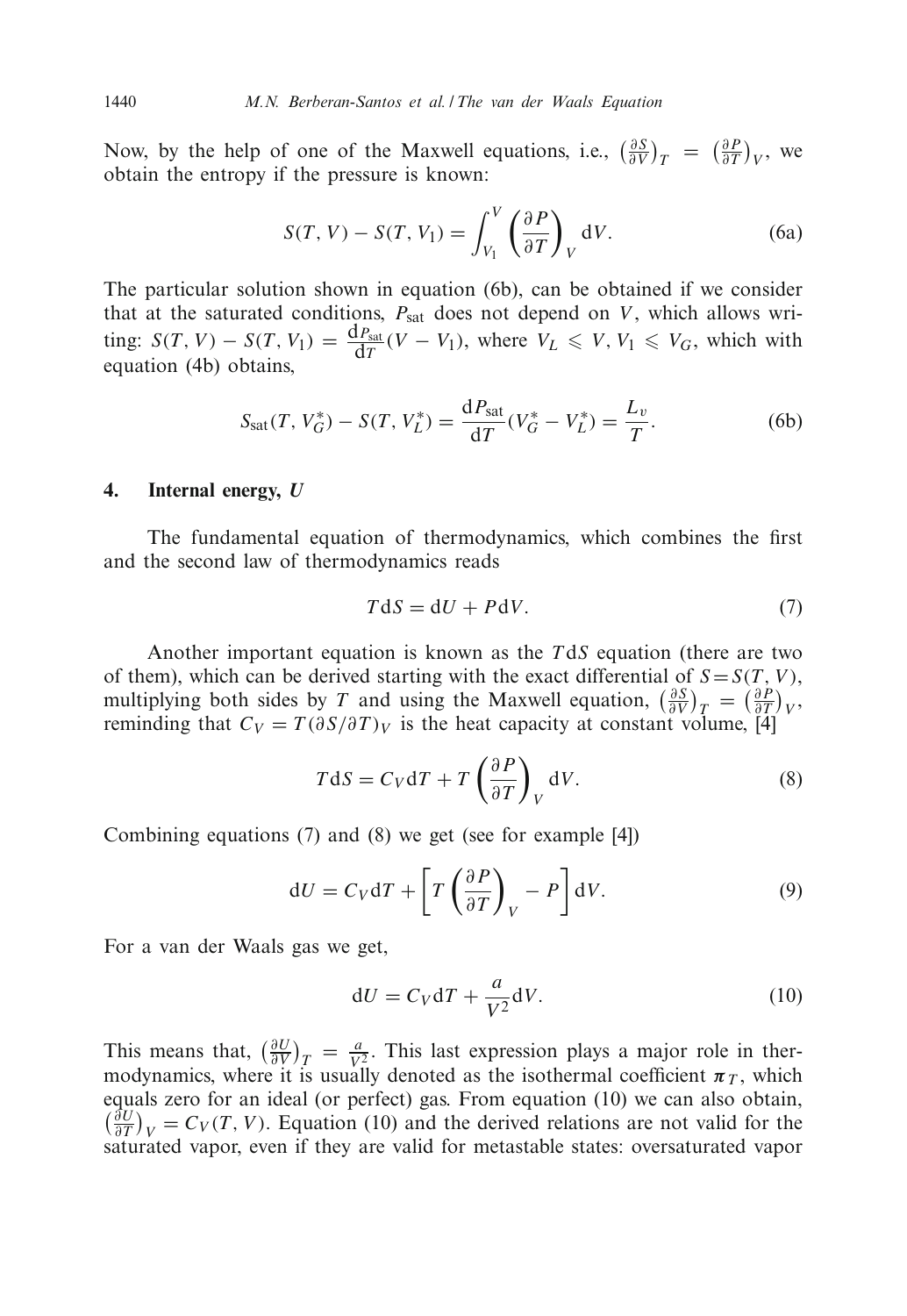Now, by the help of one of the Maxwell equations, i.e., $\left(\frac{\partial S}{\partial V}\right)_T = \left(\frac{\partial P}{\partial T}\right)_V$, we obtain the entropy if the pressure is known:

$$S(T, V) - S(T, V_1) = \int_{V_1}^{V} \left(\frac{\partial P}{\partial T}\right)_V \mathrm{d}V. \tag{6a}$$

The particular solution shown in equation (6b), can be obtained if we consider that at the saturated conditions, $P_{\mathrm{sat}}$ does not depend on $V$, which allows writing: $S(T, V) - S(T, V_1) = \frac{\mathrm{d}P_{\mathrm{sat}}}{\mathrm{d}T}(V - V_1)$, where $V_L \leqslant V, V_1 \leqslant V_G$, which with equation (4b) obtains,

$$S_{\mathrm{sat}}(T, V_G^*) - S(T, V_L^*) = \frac{\mathrm{d}P_{\mathrm{sat}}}{\mathrm{d}T}(V_G^* - V_L^*) = \frac{L_v}{T}. \tag{6b}$$

## 4. Internal energy, *U*

The fundamental equation of thermodynamics, which combines the first and the second law of thermodynamics reads

$$T\mathrm{d}S = \mathrm{d}U + P\mathrm{d}V. \tag{7}$$

Another important equation is known as the $T\mathrm{d}S$ equation (there are two of them), which can be derived starting with the exact differential of $S = S(T, V)$, multiplying both sides by $T$ and using the Maxwell equation, $\left(\frac{\partial S}{\partial V}\right)_T = \left(\frac{\partial P}{\partial T}\right)_V$, reminding that $C_V = T(\partial S/\partial T)_V$ is the heat capacity at constant volume, [4]

$$T\mathrm{d}S = C_V\mathrm{d}T + T\left(\frac{\partial P}{\partial T}\right)_V \mathrm{d}V. \tag{8}$$

Combining equations (7) and (8) we get (see for example [4])

$$\mathrm{d}U = C_V\mathrm{d}T + \left[T\left(\frac{\partial P}{\partial T}\right)_V - P\right]\mathrm{d}V. \tag{9}$$

For a van der Waals gas we get,

$$\mathrm{d}U = C_V\mathrm{d}T + \frac{a}{V^2}\mathrm{d}V. \tag{10}$$

This means that, $\left(\frac{\partial U}{\partial V}\right)_T = \frac{a}{V^2}$. This last expression plays a major role in thermodynamics, where it is usually denoted as the isothermal coefficient $\boldsymbol{\pi}_T$, which equals zero for an ideal (or perfect) gas. From equation (10) we can also obtain, $\left(\frac{\partial U}{\partial T}\right)_V = C_V(T, V)$. Equation (10) and the derived relations are not valid for the saturated vapor, even if they are valid for metastable states: oversaturated vapor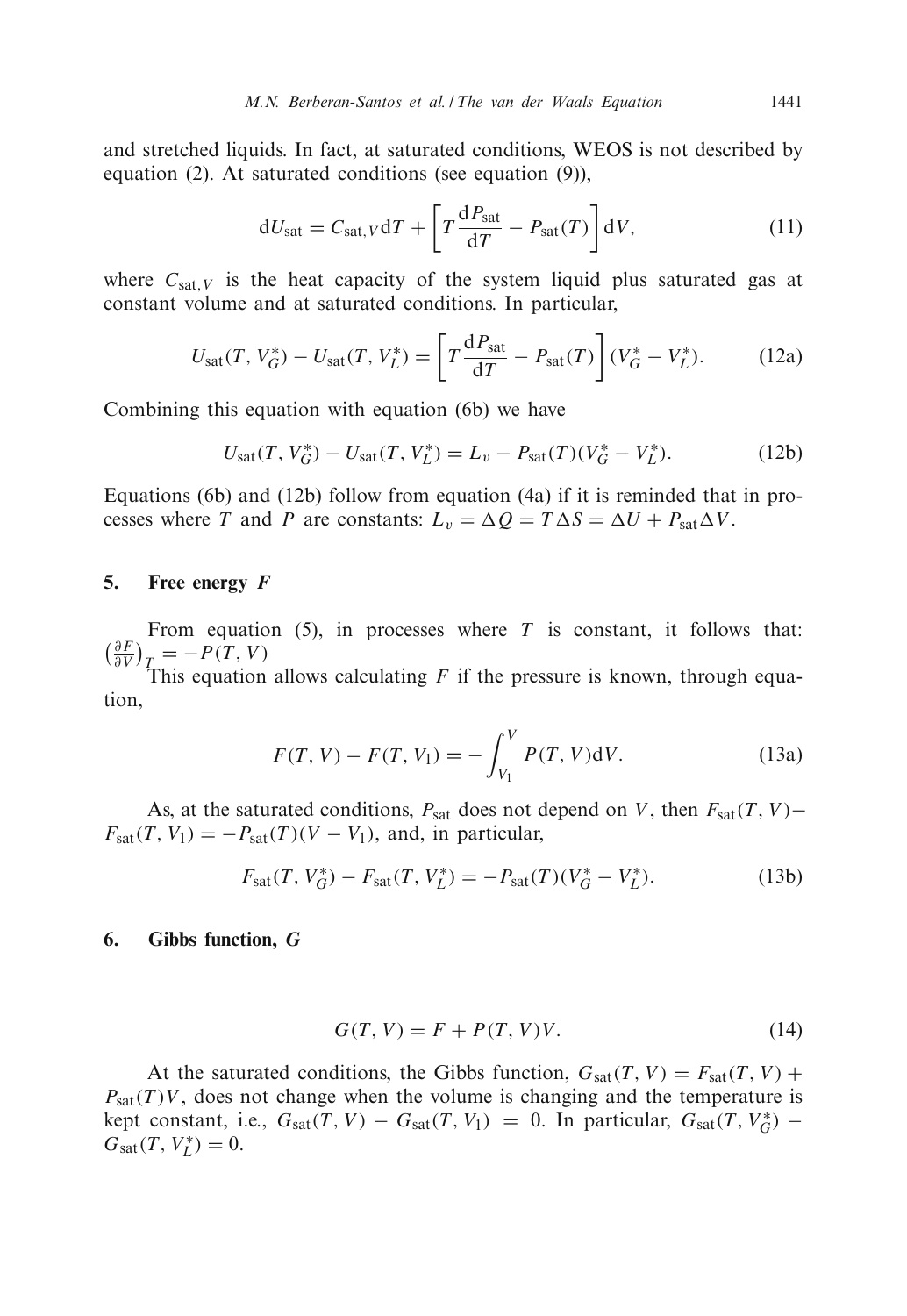and stretched liquids. In fact, at saturated conditions, WEOS is not described by equation (2). At saturated conditions (see equation (9)),

$$dU_{\mathrm{sat}} = C_{\mathrm{sat},V}\,dT + \left[T\frac{dP_{\mathrm{sat}}}{dT} - P_{\mathrm{sat}}(T)\right]dV, \tag{11}$$

where $C_{\mathrm{sat},V}$ is the heat capacity of the system liquid plus saturated gas at constant volume and at saturated conditions. In particular,

$$U_{\mathrm{sat}}(T, V_G^*) - U_{\mathrm{sat}}(T, V_L^*) = \left[T\frac{dP_{\mathrm{sat}}}{dT} - P_{\mathrm{sat}}(T)\right](V_G^* - V_L^*). \tag{12a}$$

Combining this equation with equation (6b) we have

$$U_{\mathrm{sat}}(T, V_G^*) - U_{\mathrm{sat}}(T, V_L^*) = L_v - P_{\mathrm{sat}}(T)(V_G^* - V_L^*). \tag{12b}$$

Equations (6b) and (12b) follow from equation (4a) if it is reminded that in processes where $T$ and $P$ are constants: $L_v = \Delta Q = T\Delta S = \Delta U + P_{\mathrm{sat}}\Delta V$.

## 5. Free energy *F*

From equation (5), in processes where $T$ is constant, it follows that: $\left(\frac{\partial F}{\partial V}\right)_T = -P(T, V)$

This equation allows calculating $F$ if the pressure is known, through equation,

$$F(T, V) - F(T, V_1) = -\int_{V_1}^{V} P(T, V)dV. \tag{13a}$$

As, at the saturated conditions, $P_{\mathrm{sat}}$ does not depend on $V$, then $F_{\mathrm{sat}}(T, V) - F_{\mathrm{sat}}(T, V_1) = -P_{\mathrm{sat}}(T)(V - V_1)$, and, in particular,

$$F_{\mathrm{sat}}(T, V_G^*) - F_{\mathrm{sat}}(T, V_L^*) = -P_{\mathrm{sat}}(T)(V_G^* - V_L^*). \tag{13b}$$

## 6. Gibbs function, *G*

$$G(T, V) = F + P(T, V)V. \tag{14}$$

At the saturated conditions, the Gibbs function, $G_{\mathrm{sat}}(T, V) = F_{\mathrm{sat}}(T, V) + P_{\mathrm{sat}}(T)V$, does not change when the volume is changing and the temperature is kept constant, i.e., $G_{\mathrm{sat}}(T, V) - G_{\mathrm{sat}}(T, V_1) = 0$. In particular, $G_{\mathrm{sat}}(T, V_G^*) - G_{\mathrm{sat}}(T, V_L^*) = 0$.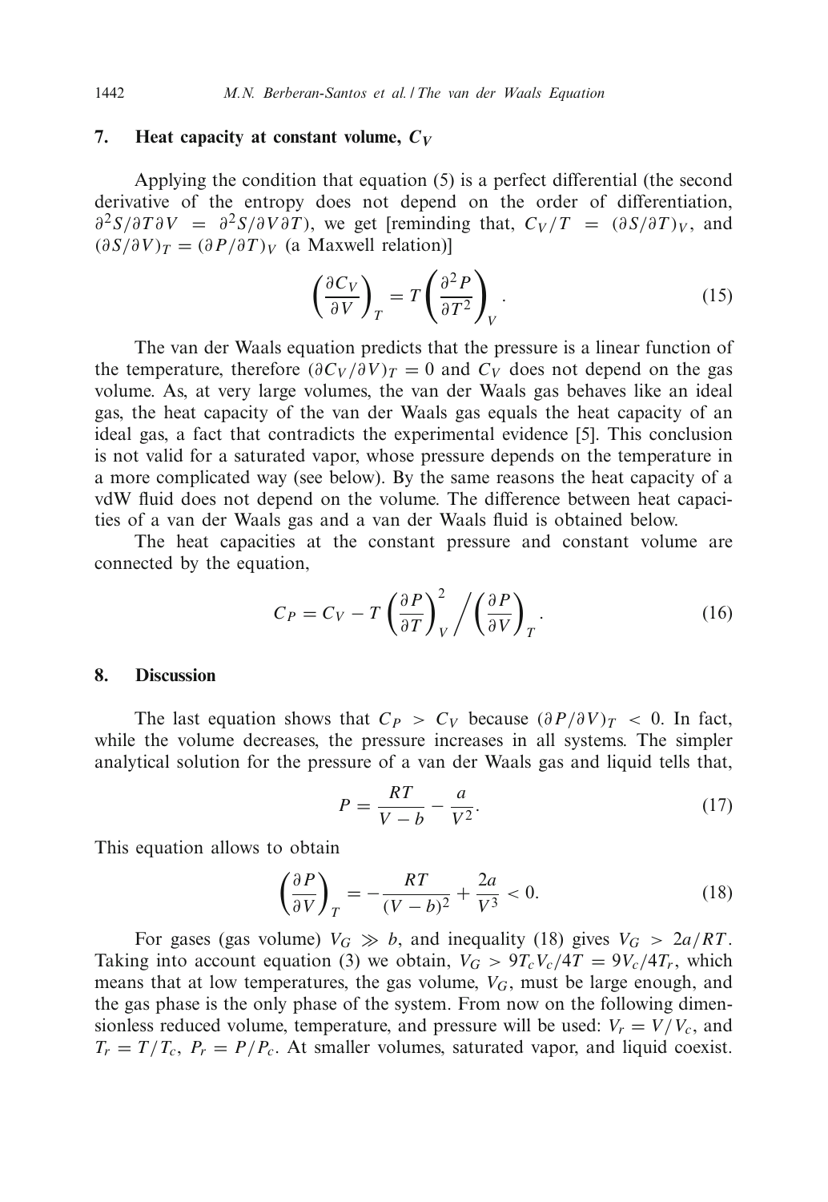## 7. Heat capacity at constant volume, $C_V$

Applying the condition that equation (5) is a perfect differential (the second derivative of the entropy does not depend on the order of differentiation, $\partial^2 S/\partial T \partial V = \partial^2 S/\partial V \partial T$), we get [reminding that, $C_V/T = (\partial S/\partial T)_V$, and $(\partial S/\partial V)_T = (\partial P/\partial T)_V$ (a Maxwell relation)]

$$\left(\frac{\partial C_V}{\partial V}\right)_T = T\left(\frac{\partial^2 P}{\partial T^2}\right)_V. \tag{15}$$

The van der Waals equation predicts that the pressure is a linear function of the temperature, therefore $(\partial C_V/\partial V)_T = 0$ and $C_V$ does not depend on the gas volume. As, at very large volumes, the van der Waals gas behaves like an ideal gas, the heat capacity of the van der Waals gas equals the heat capacity of an ideal gas, a fact that contradicts the experimental evidence [5]. This conclusion is not valid for a saturated vapor, whose pressure depends on the temperature in a more complicated way (see below). By the same reasons the heat capacity of a vdW fluid does not depend on the volume. The difference between heat capacities of a van der Waals gas and a van der Waals fluid is obtained below.

The heat capacities at the constant pressure and constant volume are connected by the equation,

$$C_P = C_V - T\left(\frac{\partial P}{\partial T}\right)_V^2 \Big/ \left(\frac{\partial P}{\partial V}\right)_T. \tag{16}$$

## 8. Discussion

The last equation shows that $C_P > C_V$ because $(\partial P/\partial V)_T < 0$. In fact, while the volume decreases, the pressure increases in all systems. The simpler analytical solution for the pressure of a van der Waals gas and liquid tells that,

$$P = \frac{RT}{V-b} - \frac{a}{V^2}. \tag{17}$$

This equation allows to obtain

$$\left(\frac{\partial P}{\partial V}\right)_T = -\frac{RT}{(V-b)^2} + \frac{2a}{V^3} < 0. \tag{18}$$

For gases (gas volume) $V_G \gg b$, and inequality (18) gives $V_G > 2a/RT$. Taking into account equation (3) we obtain, $V_G > 9T_c V_c/4T = 9V_c/4T_r$, which means that at low temperatures, the gas volume, $V_G$, must be large enough, and the gas phase is the only phase of the system. From now on the following dimensionless reduced volume, temperature, and pressure will be used: $V_r = V/V_c$, and $T_r = T/T_c$, $P_r = P/P_c$. At smaller volumes, saturated vapor, and liquid coexist.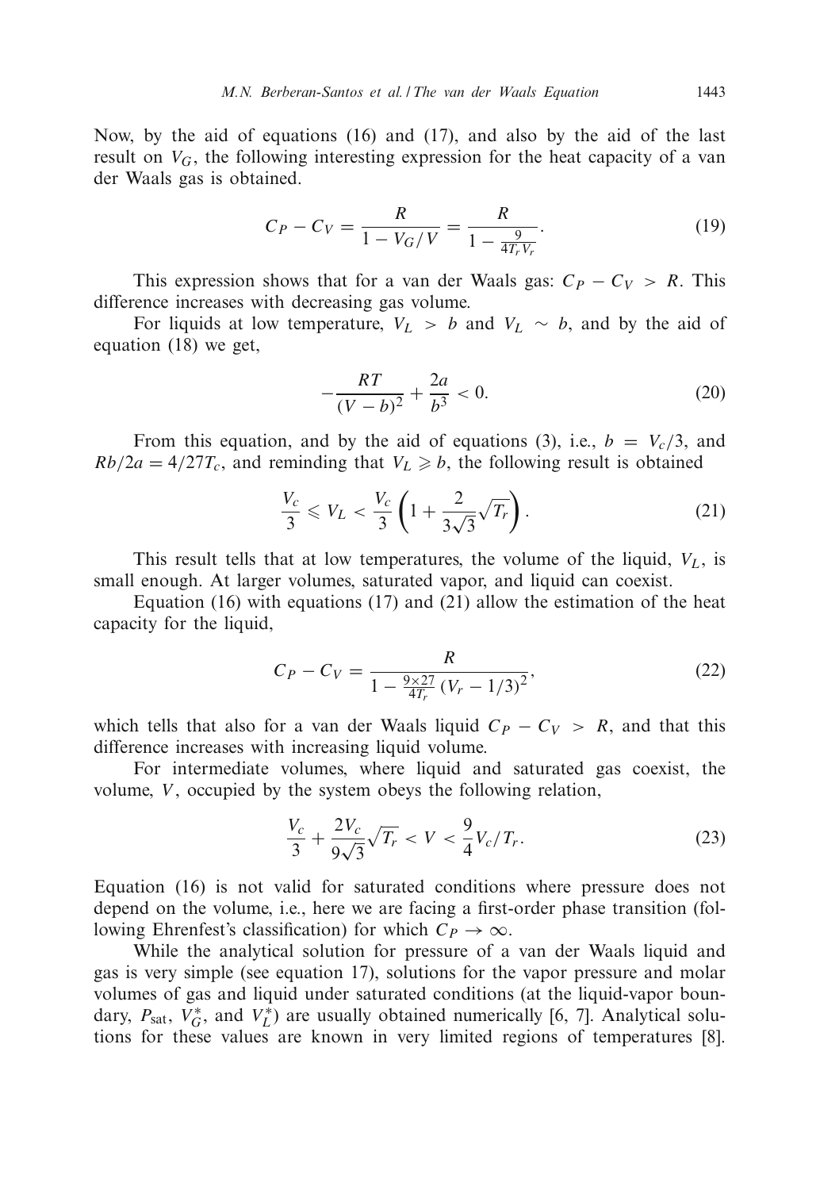Now, by the aid of equations (16) and (17), and also by the aid of the last result on $V_G$, the following interesting expression for the heat capacity of a van der Waals gas is obtained.

$$C_P - C_V = \frac{R}{1 - V_G/V} = \frac{R}{1 - \frac{9}{4T_r V_r}}. \tag{19}$$

This expression shows that for a van der Waals gas: $C_P - C_V > R$. This difference increases with decreasing gas volume.

For liquids at low temperature, $V_L > b$ and $V_L \sim b$, and by the aid of equation (18) we get,

$$-\frac{RT}{(V-b)^2} + \frac{2a}{b^3} < 0. \tag{20}$$

From this equation, and by the aid of equations (3), i.e., $b = V_c/3$, and $Rb/2a = 4/27T_c$, and reminding that $V_L \geqslant b$, the following result is obtained

$$\frac{V_c}{3} \leqslant V_L < \frac{V_c}{3}\left(1 + \frac{2}{3\sqrt{3}}\sqrt{T_r}\right). \tag{21}$$

This result tells that at low temperatures, the volume of the liquid, $V_L$, is small enough. At larger volumes, saturated vapor, and liquid can coexist.

Equation (16) with equations (17) and (21) allow the estimation of the heat capacity for the liquid,

$$C_P - C_V = \frac{R}{1 - \frac{9 \times 27}{4T_r}(V_r - 1/3)^2}, \tag{22}$$

which tells that also for a van der Waals liquid $C_P - C_V > R$, and that this difference increases with increasing liquid volume.

For intermediate volumes, where liquid and saturated gas coexist, the volume, $V$, occupied by the system obeys the following relation,

$$\frac{V_c}{3} + \frac{2V_c}{9\sqrt{3}}\sqrt{T_r} < V < \frac{9}{4}V_c/T_r. \tag{23}$$

Equation (16) is not valid for saturated conditions where pressure does not depend on the volume, i.e., here we are facing a first-order phase transition (following Ehrenfest's classification) for which $C_P \to \infty$.

While the analytical solution for pressure of a van der Waals liquid and gas is very simple (see equation 17), solutions for the vapor pressure and molar volumes of gas and liquid under saturated conditions (at the liquid-vapor boundary, $P_{\text{sat}}$, $V_G^*$, and $V_L^*$) are usually obtained numerically [6, 7]. Analytical solutions for these values are known in very limited regions of temperatures [8].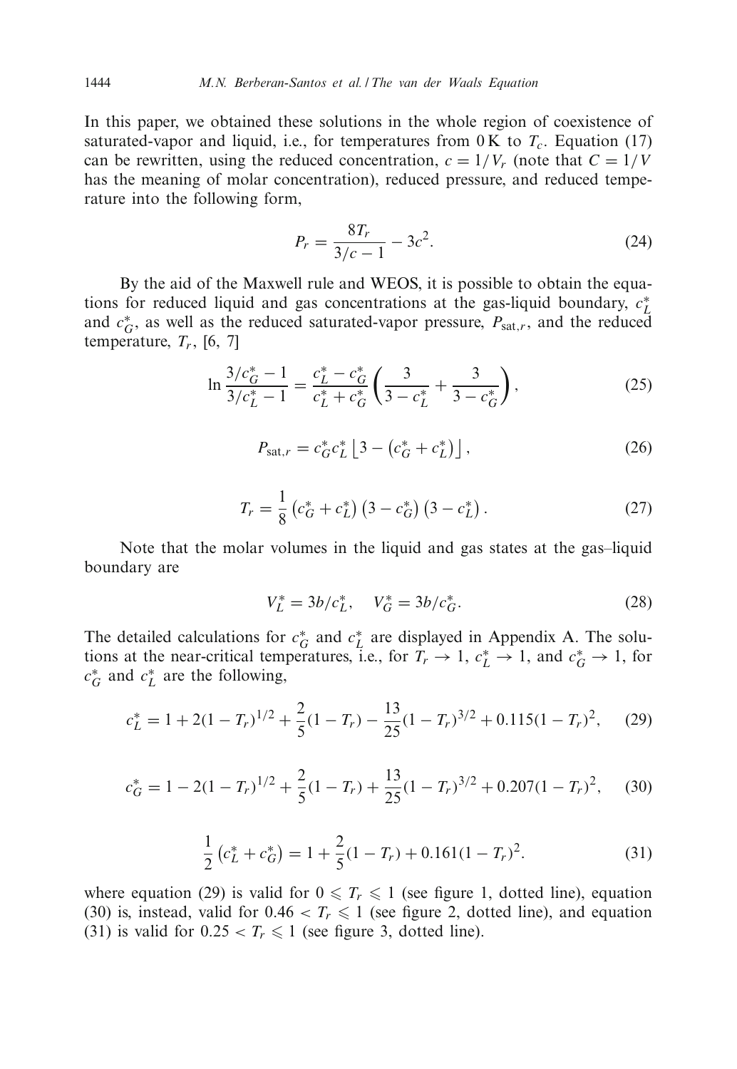In this paper, we obtained these solutions in the whole region of coexistence of saturated-vapor and liquid, i.e., for temperatures from 0 K to $T_c$. Equation (17) can be rewritten, using the reduced concentration, $c = 1/V_r$ (note that $C = 1/V$ has the meaning of molar concentration), reduced pressure, and reduced temperature into the following form,

$$P_r = \frac{8T_r}{3/c - 1} - 3c^2. \tag{24}$$

By the aid of the Maxwell rule and WEOS, it is possible to obtain the equations for reduced liquid and gas concentrations at the gas-liquid boundary, $c_L^*$ and $c_G^*$, as well as the reduced saturated-vapor pressure, $P_{\mathrm{sat},r}$, and the reduced temperature, $T_r$, [6, 7]

$$\ln \frac{3/c_G^* - 1}{3/c_L^* - 1} = \frac{c_L^* - c_G^*}{c_L^* + c_G^*} \left( \frac{3}{3 - c_L^*} + \frac{3}{3 - c_G^*} \right), \tag{25}$$

$$P_{\mathrm{sat},r} = c_G^* c_L^* \left\lfloor 3 - \left( c_G^* + c_L^* \right) \right\rfloor, \tag{26}$$

$$T_r = \frac{1}{8} \left( c_G^* + c_L^* \right) \left( 3 - c_G^* \right) \left( 3 - c_L^* \right). \tag{27}$$

Note that the molar volumes in the liquid and gas states at the gas–liquid boundary are

$$V_L^* = 3b/c_L^*, \quad V_G^* = 3b/c_G^*. \tag{28}$$

The detailed calculations for $c_G^*$ and $c_L^*$ are displayed in Appendix A. The solutions at the near-critical temperatures, i.e., for $T_r \to 1$, $c_L^* \to 1$, and $c_G^* \to 1$, for $c_G^*$ and $c_L^*$ are the following,

$$c_L^* = 1 + 2(1 - T_r)^{1/2} + \frac{2}{5}(1 - T_r) - \frac{13}{25}(1 - T_r)^{3/2} + 0.115(1 - T_r)^2, \tag{29}$$

$$c_G^* = 1 - 2(1 - T_r)^{1/2} + \frac{2}{5}(1 - T_r) + \frac{13}{25}(1 - T_r)^{3/2} + 0.207(1 - T_r)^2, \tag{30}$$

$$\frac{1}{2} \left( c_L^* + c_G^* \right) = 1 + \frac{2}{5}(1 - T_r) + 0.161(1 - T_r)^2. \tag{31}$$

where equation (29) is valid for $0 \leqslant T_r \leqslant 1$ (see figure 1, dotted line), equation (30) is, instead, valid for $0.46 < T_r \leqslant 1$ (see figure 2, dotted line), and equation (31) is valid for $0.25 < T_r \leqslant 1$ (see figure 3, dotted line).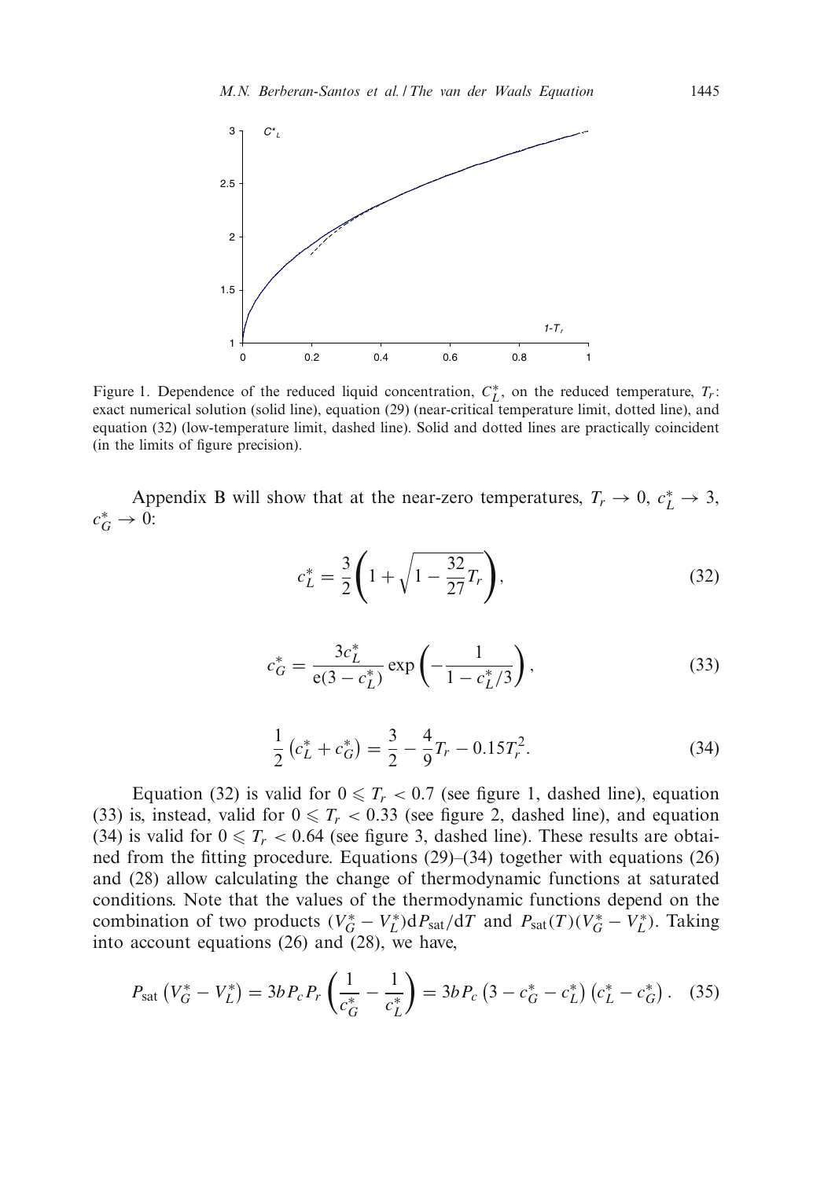Figure 1. Dependence of the reduced liquid concentration, $C_L^*$, on the reduced temperature, $T_r$: exact numerical solution (solid line), equation (29) (near-critical temperature limit, dotted line), and equation (32) (low-temperature limit, dashed line). Solid and dotted lines are practically coincident (in the limits of figure precision).

Appendix B will show that at the near-zero temperatures, $T_r \to 0$, $c_L^* \to 3$, $c_G^* \to 0$:

$$c_L^* = \frac{3}{2}\left(1 + \sqrt{1 - \frac{32}{27}T_r}\right), \tag{32}$$

$$c_G^* = \frac{3c_L^*}{\mathrm{e}(3 - c_L^*)} \exp\left(-\frac{1}{1 - c_L^*/3}\right), \tag{33}$$

$$\frac{1}{2}\left(c_L^* + c_G^*\right) = \frac{3}{2} - \frac{4}{9}T_r - 0.15T_r^2. \tag{34}$$

Equation (32) is valid for $0 \leqslant T_r < 0.7$ (see figure 1, dashed line), equation (33) is, instead, valid for $0 \leqslant T_r < 0.33$ (see figure 2, dashed line), and equation (34) is valid for $0 \leqslant T_r < 0.64$ (see figure 3, dashed line). These results are obtained from the fitting procedure. Equations (29)–(34) together with equations (26) and (28) allow calculating the change of thermodynamic functions at saturated conditions. Note that the values of the thermodynamic functions depend on the combination of two products $(V_G^* - V_L^*)\mathrm{d}P_{\mathrm{sat}}/\mathrm{d}T$ and $P_{\mathrm{sat}}(T)(V_G^* - V_L^*)$. Taking into account equations (26) and (28), we have,

$$P_{\mathrm{sat}}\left(V_G^* - V_L^*\right) = 3bP_cP_r\left(\frac{1}{c_G^*} - \frac{1}{c_L^*}\right) = 3bP_c\left(3 - c_G^* - c_L^*\right)\left(c_L^* - c_G^*\right). \tag{35}$$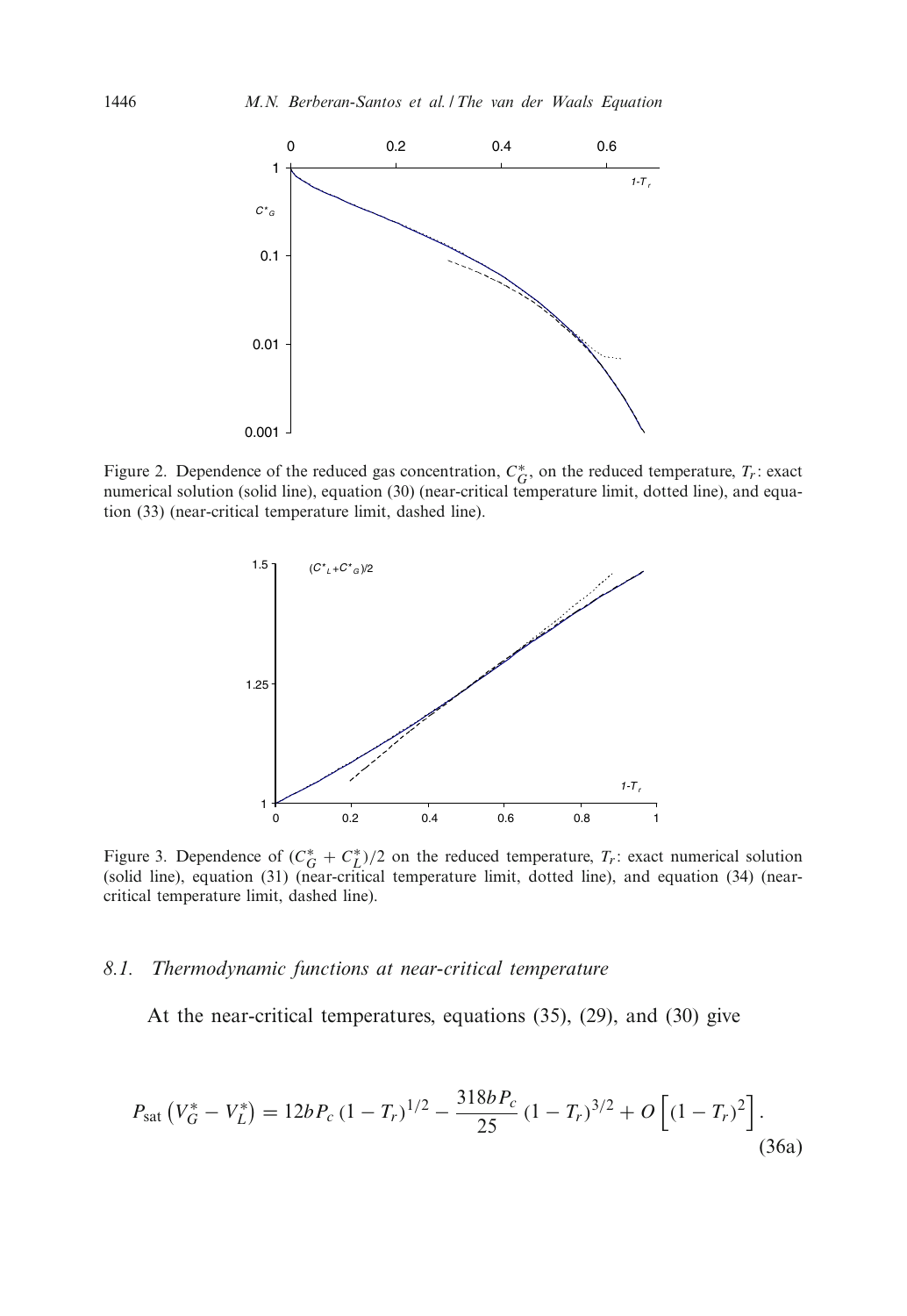Figure 2. Dependence of the reduced gas concentration, $C_G^*$, on the reduced temperature, $T_r$: exact numerical solution (solid line), equation (30) (near-critical temperature limit, dotted line), and equation (33) (near-critical temperature limit, dashed line).

Figure 3. Dependence of $(C_G^* + C_L^*)/2$ on the reduced temperature, $T_r$: exact numerical solution (solid line), equation (31) (near-critical temperature limit, dotted line), and equation (34) (near-critical temperature limit, dashed line).

### 8.1. *Thermodynamic functions at near-critical temperature*

At the near-critical temperatures, equations (35), (29), and (30) give

$$P_{\text{sat}}\left(V_G^* - V_L^*\right) = 12bP_c\left(1 - T_r\right)^{1/2} - \frac{318bP_c}{25}\left(1 - T_r\right)^{3/2} + O\left[\left(1 - T_r\right)^2\right]. \tag{36a}$$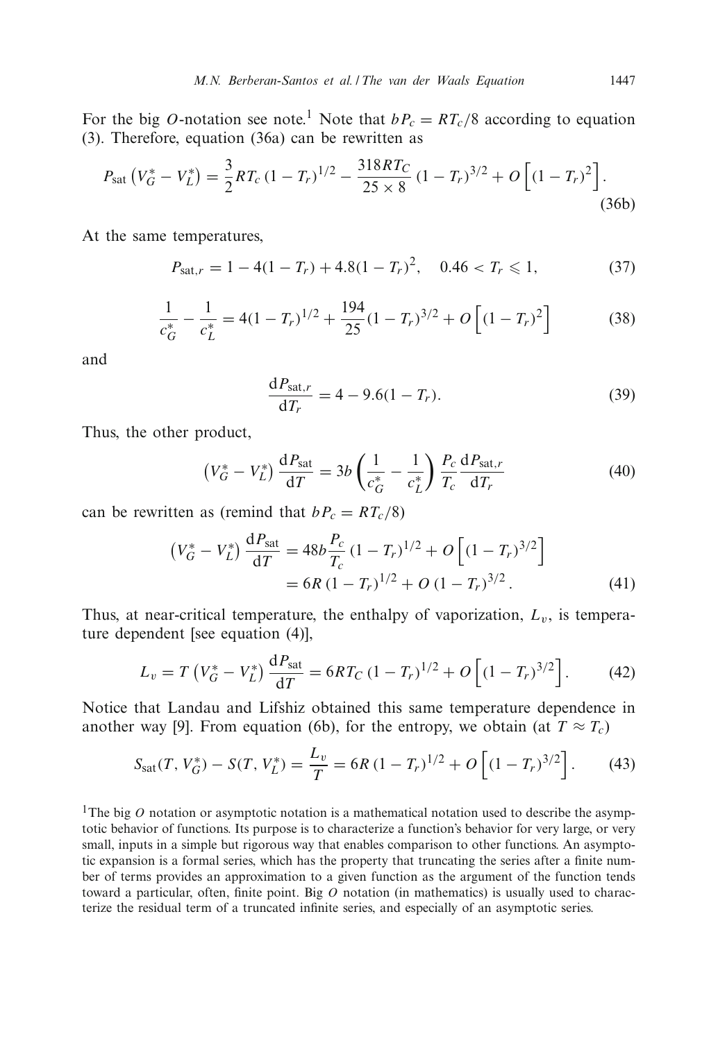For the big $O$-notation see note.[1] Note that $bP_c = RT_c/8$ according to equation (3). Therefore, equation (36a) can be rewritten as

$$P_{\text{sat}}\left(V_G^* - V_L^*\right) = \frac{3}{2}RT_c\left(1 - T_r\right)^{1/2} - \frac{318RT_C}{25 \times 8}\left(1 - T_r\right)^{3/2} + O\left[\left(1 - T_r\right)^2\right]. \tag{36b}$$

At the same temperatures,

$$P_{\text{sat},r} = 1 - 4(1 - T_r) + 4.8(1 - T_r)^2, \quad 0.46 < T_r \leqslant 1, \tag{37}$$

$$\frac{1}{c_G^*} - \frac{1}{c_L^*} = 4(1 - T_r)^{1/2} + \frac{194}{25}(1 - T_r)^{3/2} + O\left[(1 - T_r)^2\right] \tag{38}$$

and

$$\frac{\mathrm{d}P_{\text{sat},r}}{\mathrm{d}T_r} = 4 - 9.6(1 - T_r). \tag{39}$$

Thus, the other product,

$$\left(V_G^* - V_L^*\right)\frac{\mathrm{d}P_{\text{sat}}}{\mathrm{d}T} = 3b\left(\frac{1}{c_G^*} - \frac{1}{c_L^*}\right)\frac{P_c}{T_c}\frac{\mathrm{d}P_{\text{sat},r}}{\mathrm{d}T_r} \tag{40}$$

can be rewritten as (remind that $bP_c = RT_c/8$)

$$\begin{aligned}\left(V_G^* - V_L^*\right)\frac{\mathrm{d}P_{\text{sat}}}{\mathrm{d}T} &= 48b\frac{P_c}{T_c}\left(1 - T_r\right)^{1/2} + O\left[\left(1 - T_r\right)^{3/2}\right] \\ &= 6R\left(1 - T_r\right)^{1/2} + O\left(1 - T_r\right)^{3/2}.\end{aligned} \tag{41}$$

Thus, at near-critical temperature, the enthalpy of vaporization, $L_v$, is temperature dependent [see equation (4)],

$$L_v = T\left(V_G^* - V_L^*\right)\frac{\mathrm{d}P_{\text{sat}}}{\mathrm{d}T} = 6RT_C\left(1 - T_r\right)^{1/2} + O\left[\left(1 - T_r\right)^{3/2}\right]. \tag{42}$$

Notice that Landau and Lifshiz obtained this same temperature dependence in another way [9]. From equation (6b), for the entropy, we obtain (at $T \approx T_c$)

$$S_{\text{sat}}(T, V_G^*) - S(T, V_L^*) = \frac{L_v}{T} = 6R\left(1 - T_r\right)^{1/2} + O\left[\left(1 - T_r\right)^{3/2}\right]. \tag{43}$$

[1] The big $O$ notation or asymptotic notation is a mathematical notation used to describe the asymptotic behavior of functions. Its purpose is to characterize a function's behavior for very large, or very small, inputs in a simple but rigorous way that enables comparison to other functions. An asymptotic expansion is a formal series, which has the property that truncating the series after a finite number of terms provides an approximation to a given function as the argument of the function tends toward a particular, often, finite point. Big $O$ notation (in mathematics) is usually used to characterize the residual term of a truncated infinite series, and especially of an asymptotic series.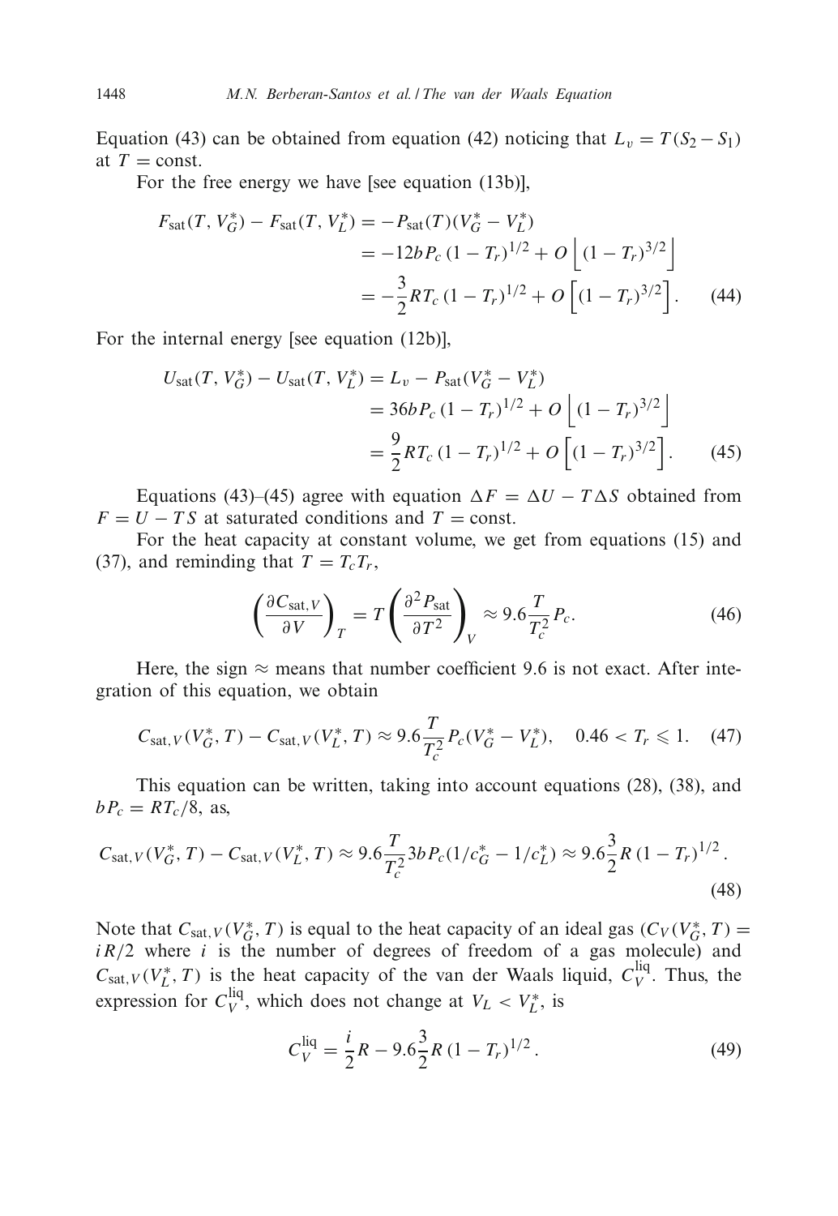Equation (43) can be obtained from equation (42) noticing that $L_v = T(S_2 - S_1)$ at $T = \text{const}$.

For the free energy we have [see equation (13b)],

$$
\begin{aligned}
F_{\text{sat}}(T, V_G^*) - F_{\text{sat}}(T, V_L^*) &= -P_{\text{sat}}(T)(V_G^* - V_L^*) \\
&= -12bP_c\,(1 - T_r)^{1/2} + O\left[(1 - T_r)^{3/2}\right] \\
&= -\frac{3}{2}RT_c\,(1 - T_r)^{1/2} + O\left[(1 - T_r)^{3/2}\right]. \qquad (44)
\end{aligned}
$$

For the internal energy [see equation (12b)],

$$
\begin{aligned}
U_{\text{sat}}(T, V_G^*) - U_{\text{sat}}(T, V_L^*) &= L_v - P_{\text{sat}}(V_G^* - V_L^*) \\
&= 36bP_c\,(1 - T_r)^{1/2} + O\left[(1 - T_r)^{3/2}\right] \\
&= \frac{9}{2}RT_c\,(1 - T_r)^{1/2} + O\left[(1 - T_r)^{3/2}\right]. \qquad (45)
\end{aligned}
$$

Equations (43)–(45) agree with equation $\Delta F = \Delta U - T\Delta S$ obtained from $F = U - TS$ at saturated conditions and $T = \text{const}$.

For the heat capacity at constant volume, we get from equations (15) and (37), and reminding that $T = T_c T_r$,

$$
\left(\frac{\partial C_{\text{sat},V}}{\partial V}\right)_T = T\left(\frac{\partial^2 P_{\text{sat}}}{\partial T^2}\right)_V \approx 9.6\frac{T}{T_c^2}P_c. \qquad (46)
$$

Here, the sign $\approx$ means that number coefficient 9.6 is not exact. After integration of this equation, we obtain

$$
C_{\text{sat},V}(V_G^*, T) - C_{\text{sat},V}(V_L^*, T) \approx 9.6\frac{T}{T_c^2}P_c(V_G^* - V_L^*), \quad 0.46 < T_r \leqslant 1. \qquad (47)
$$

This equation can be written, taking into account equations (28), (38), and $bP_c = RT_c/8$, as,

$$
C_{\text{sat},V}(V_G^*, T) - C_{\text{sat},V}(V_L^*, T) \approx 9.6\frac{T}{T_c^2}3bP_c(1/c_G^* - 1/c_L^*) \approx 9.6\frac{3}{2}R\,(1 - T_r)^{1/2}. \qquad (48)
$$

Note that $C_{\text{sat},V}(V_G^*, T)$ is equal to the heat capacity of an ideal gas ($C_V(V_G^*, T) = iR/2$ where $i$ is the number of degrees of freedom of a gas molecule) and $C_{\text{sat},V}(V_L^*, T)$ is the heat capacity of the van der Waals liquid, $C_V^{\text{liq}}$. Thus, the expression for $C_V^{\text{liq}}$, which does not change at $V_L < V_L^*$, is

$$
C_V^{\text{liq}} = \frac{i}{2}R - 9.6\frac{3}{2}R\,(1 - T_r)^{1/2}. \qquad (49)
$$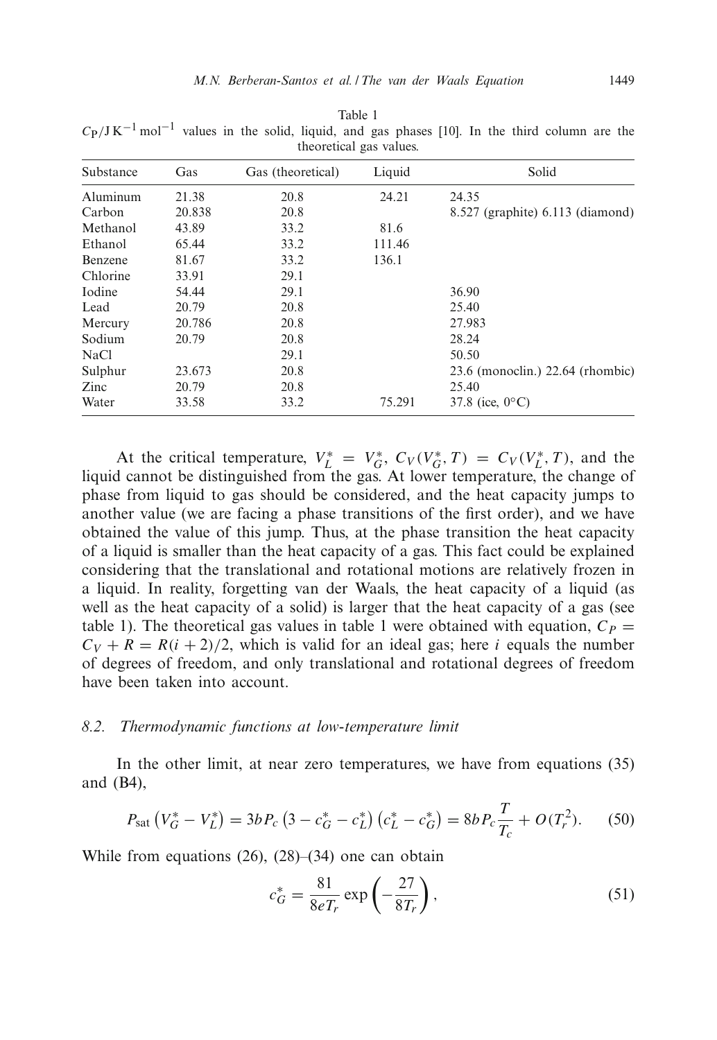Table 1
$C_P/\mathrm{J\,K^{-1}\,mol^{-1}}$ values in the solid, liquid, and gas phases [10]. In the third column are the theoretical gas values.

| Substance | Gas | Gas (theoretical) | Liquid | Solid |
|---|---|---|---|---|
| Aluminum | 21.38 | 20.8 | 24.21 | 24.35 |
| Carbon | 20.838 | 20.8 | | 8.527 (graphite) 6.113 (diamond) |
| Methanol | 43.89 | 33.2 | 81.6 | |
| Ethanol | 65.44 | 33.2 | 111.46 | |
| Benzene | 81.67 | 33.2 | 136.1 | |
| Chlorine | 33.91 | 29.1 | | |
| Iodine | 54.44 | 29.1 | | 36.90 |
| Lead | 20.79 | 20.8 | | 25.40 |
| Mercury | 20.786 | 20.8 | | 27.983 |
| Sodium | 20.79 | 20.8 | | 28.24 |
| NaCl | | 29.1 | | 50.50 |
| Sulphur | 23.673 | 20.8 | | 23.6 (monoclin.) 22.64 (rhombic) |
| Zinc | 20.79 | 20.8 | | 25.40 |
| Water | 33.58 | 33.2 | 75.291 | 37.8 (ice, 0°C) |

At the critical temperature, $V_L^* = V_G^*$, $C_V(V_G^*, T) = C_V(V_L^*, T)$, and the liquid cannot be distinguished from the gas. At lower temperature, the change of phase from liquid to gas should be considered, and the heat capacity jumps to another value (we are facing a phase transitions of the first order), and we have obtained the value of this jump. Thus, at the phase transition the heat capacity of a liquid is smaller than the heat capacity of a gas. This fact could be explained considering that the translational and rotational motions are relatively frozen in a liquid. In reality, forgetting van der Waals, the heat capacity of a liquid (as well as the heat capacity of a solid) is larger that the heat capacity of a gas (see table 1). The theoretical gas values in table 1 were obtained with equation, $C_P = C_V + R = R(i+2)/2$, which is valid for an ideal gas; here $i$ equals the number of degrees of freedom, and only translational and rotational degrees of freedom have been taken into account.

### 8.2. *Thermodynamic functions at low-temperature limit*

In the other limit, at near zero temperatures, we have from equations (35) and (B4),

$$P_{\text{sat}}\left(V_G^* - V_L^*\right) = 3bP_c\left(3 - c_G^* - c_L^*\right)\left(c_L^* - c_G^*\right) = 8bP_c\frac{T}{T_c} + O(T_r^2). \tag{50}$$

While from equations (26), (28)–(34) one can obtain

$$c_G^* = \frac{81}{8eT_r}\exp\left(-\frac{27}{8T_r}\right), \tag{51}$$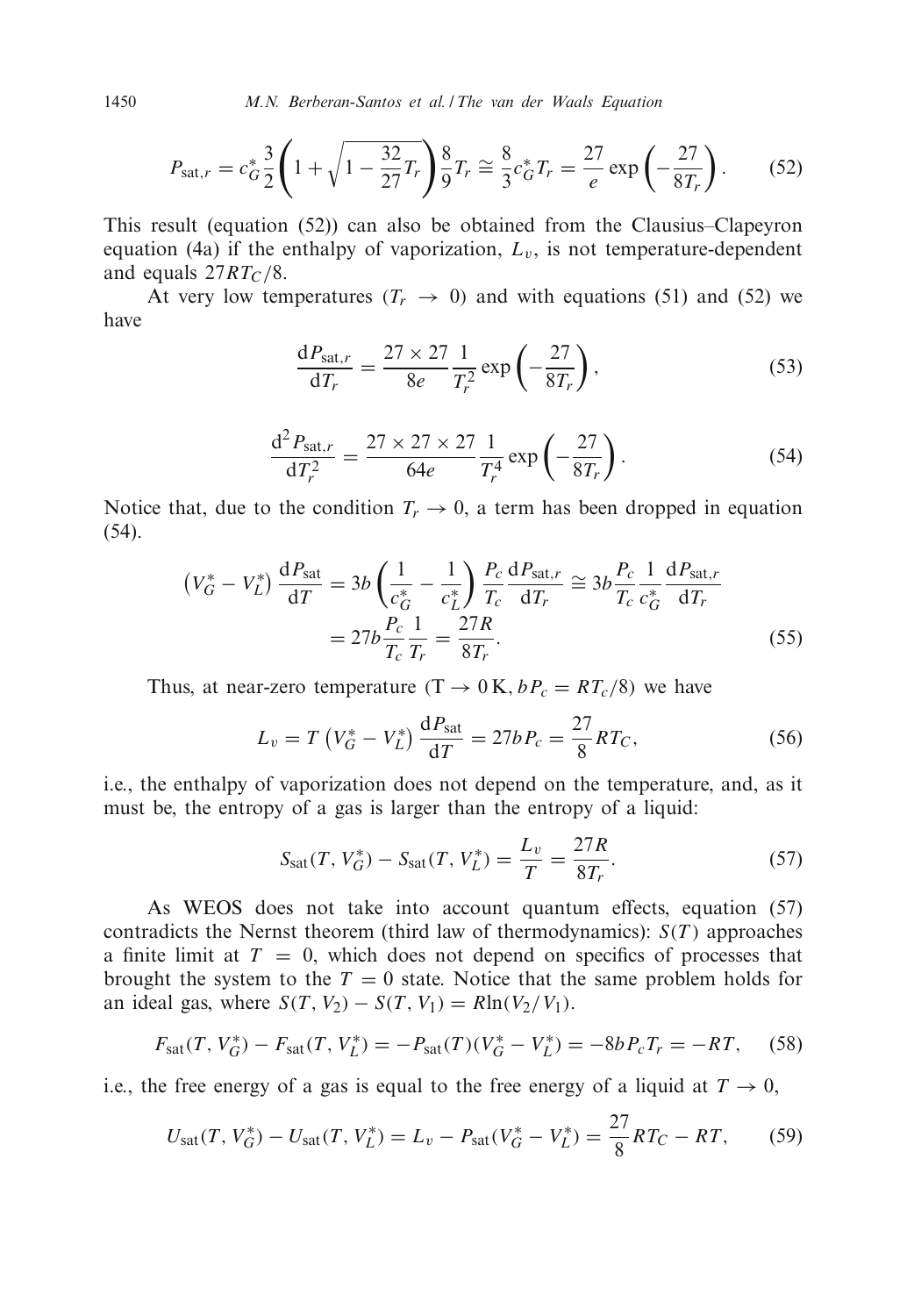$$P_{\text{sat},r} = c_G^* \frac{3}{2}\left(1 + \sqrt{1 - \frac{32}{27}T_r}\right)\frac{8}{9}T_r \cong \frac{8}{3}c_G^* T_r = \frac{27}{e}\exp\left(-\frac{27}{8T_r}\right). \tag{52}$$

This result (equation (52)) can also be obtained from the Clausius–Clapeyron equation (4a) if the enthalpy of vaporization, $L_v$, is not temperature-dependent and equals $27RT_C/8$.

At very low temperatures ($T_r \to 0$) and with equations (51) and (52) we have

$$\frac{\mathrm{d}P_{\text{sat},r}}{\mathrm{d}T_r} = \frac{27 \times 27}{8e}\frac{1}{T_r^2}\exp\left(-\frac{27}{8T_r}\right), \tag{53}$$

$$\frac{\mathrm{d}^2 P_{\text{sat},r}}{\mathrm{d}T_r^2} = \frac{27 \times 27 \times 27}{64e}\frac{1}{T_r^4}\exp\left(-\frac{27}{8T_r}\right). \tag{54}$$

Notice that, due to the condition $T_r \to 0$, a term has been dropped in equation (54).

$$\begin{aligned}\left(V_G^* - V_L^*\right)\frac{\mathrm{d}P_{\text{sat}}}{\mathrm{d}T} &= 3b\left(\frac{1}{c_G^*} - \frac{1}{c_L^*}\right)\frac{P_c}{T_c}\frac{\mathrm{d}P_{\text{sat},r}}{\mathrm{d}T_r} \cong 3b\frac{P_c}{T_c}\frac{1}{c_G^*}\frac{\mathrm{d}P_{\text{sat},r}}{\mathrm{d}T_r} \\ &= 27b\frac{P_c}{T_c}\frac{1}{T_r} = \frac{27R}{8T_r}.\end{aligned} \tag{55}$$

Thus, at near-zero temperature ($T \to 0\,\text{K}$, $bP_c = RT_c/8$) we have

$$L_v = T\left(V_G^* - V_L^*\right)\frac{\mathrm{d}P_{\text{sat}}}{\mathrm{d}T} = 27bP_c = \frac{27}{8}RT_C, \tag{56}$$

i.e., the enthalpy of vaporization does not depend on the temperature, and, as it must be, the entropy of a gas is larger than the entropy of a liquid:

$$S_{\text{sat}}(T, V_G^*) - S_{\text{sat}}(T, V_L^*) = \frac{L_v}{T} = \frac{27R}{8T_r}. \tag{57}$$

As WEOS does not take into account quantum effects, equation (57) contradicts the Nernst theorem (third law of thermodynamics): $S(T)$ approaches a finite limit at $T = 0$, which does not depend on specifics of processes that brought the system to the $T = 0$ state. Notice that the same problem holds for an ideal gas, where $S(T, V_2) - S(T, V_1) = R\ln(V_2/V_1)$.

$$F_{\text{sat}}(T, V_G^*) - F_{\text{sat}}(T, V_L^*) = -P_{\text{sat}}(T)(V_G^* - V_L^*) = -8bP_cT_r = -RT, \tag{58}$$

i.e., the free energy of a gas is equal to the free energy of a liquid at $T \to 0$,

$$U_{\text{sat}}(T, V_G^*) - U_{\text{sat}}(T, V_L^*) = L_v - P_{\text{sat}}(V_G^* - V_L^*) = \frac{27}{8}RT_C - RT, \tag{59}$$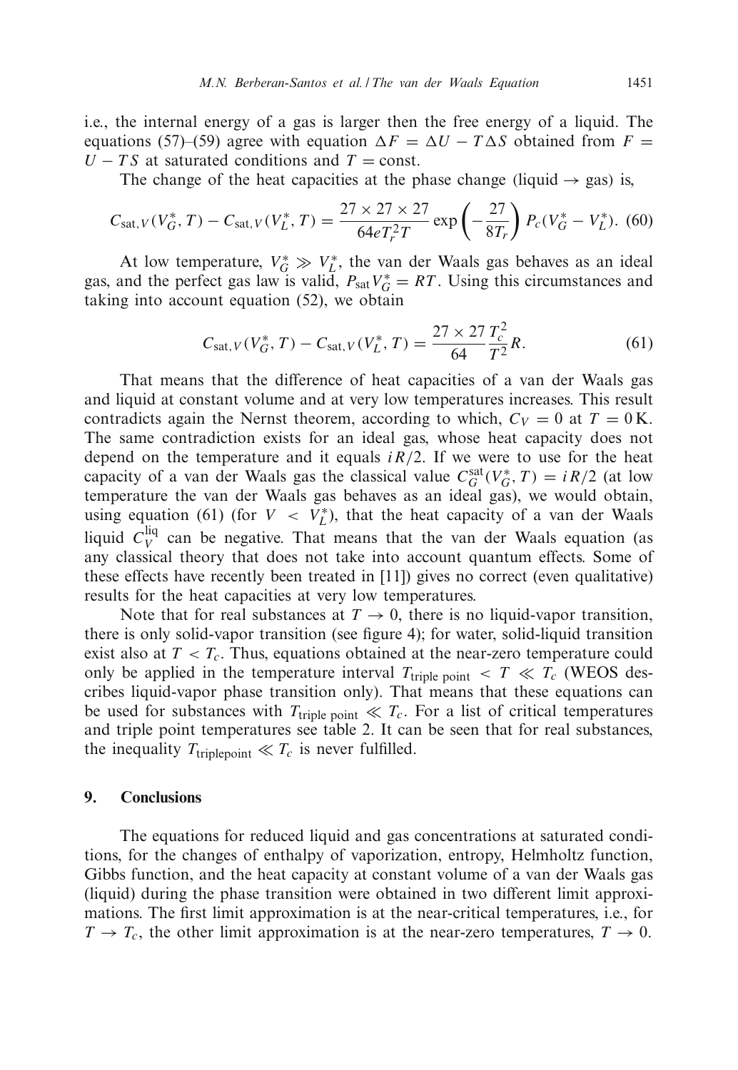i.e., the internal energy of a gas is larger then the free energy of a liquid. The equations (57)–(59) agree with equation $\Delta F = \Delta U - T\Delta S$ obtained from $F = U - TS$ at saturated conditions and $T = \text{const}$.

The change of the heat capacities at the phase change (liquid → gas) is,

$$C_{\text{sat},V}(V_G^*, T) - C_{\text{sat},V}(V_L^*, T) = \frac{27 \times 27 \times 27}{64 e T_r^2 T} \exp\left(-\frac{27}{8T_r}\right) P_c (V_G^* - V_L^*). \quad (60)$$

At low temperature, $V_G^* \gg V_L^*$, the van der Waals gas behaves as an ideal gas, and the perfect gas law is valid, $P_{\text{sat}} V_G^* = RT$. Using this circumstances and taking into account equation (52), we obtain

$$C_{\text{sat},V}(V_G^*, T) - C_{\text{sat},V}(V_L^*, T) = \frac{27 \times 27}{64} \frac{T_c^2}{T^2} R. \quad (61)$$

That means that the difference of heat capacities of a van der Waals gas and liquid at constant volume and at very low temperatures increases. This result contradicts again the Nernst theorem, according to which, $C_V = 0$ at $T = 0\,\text{K}$. The same contradiction exists for an ideal gas, whose heat capacity does not depend on the temperature and it equals $iR/2$. If we were to use for the heat capacity of a van der Waals gas the classical value $C_G^{\text{sat}}(V_G^*, T) = iR/2$ (at low temperature the van der Waals gas behaves as an ideal gas), we would obtain, using equation (61) (for $V < V_L^*$), that the heat capacity of a van der Waals liquid $C_V^{\text{liq}}$ can be negative. That means that the van der Waals equation (as any classical theory that does not take into account quantum effects. Some of these effects have recently been treated in [11]) gives no correct (even qualitative) results for the heat capacities at very low temperatures.

Note that for real substances at $T \to 0$, there is no liquid-vapor transition, there is only solid-vapor transition (see figure 4); for water, solid-liquid transition exist also at $T < T_c$. Thus, equations obtained at the near-zero temperature could only be applied in the temperature interval $T_{\text{triple point}} < T \ll T_c$ (WEOS describes liquid-vapor phase transition only). That means that these equations can be used for substances with $T_{\text{triple point}} \ll T_c$. For a list of critical temperatures and triple point temperatures see table 2. It can be seen that for real substances, the inequality $T_{\text{triplepoint}} \ll T_c$ is never fulfilled.

## 9. Conclusions

The equations for reduced liquid and gas concentrations at saturated conditions, for the changes of enthalpy of vaporization, entropy, Helmholtz function, Gibbs function, and the heat capacity at constant volume of a van der Waals gas (liquid) during the phase transition were obtained in two different limit approximations. The first limit approximation is at the near-critical temperatures, i.e., for $T \to T_c$, the other limit approximation is at the near-zero temperatures, $T \to 0$.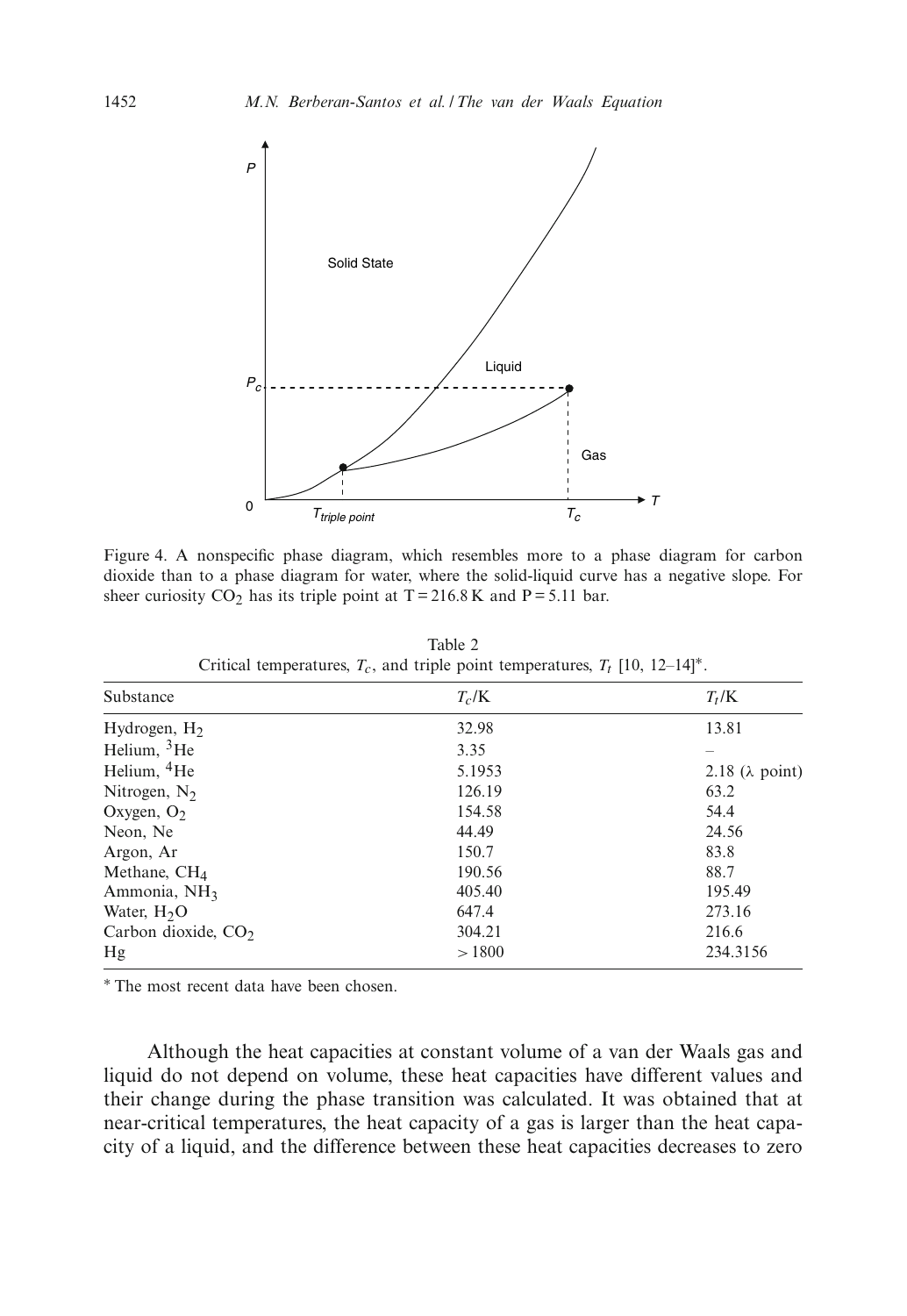Figure 4. A nonspecific phase diagram, which resembles more to a phase diagram for carbon dioxide than to a phase diagram for water, where the solid-liquid curve has a negative slope. For sheer curiosity $CO_2$ has its triple point at T = 216.8 K and P = 5.11 bar.

Table 2
Critical temperatures, $T_c$, and triple point temperatures, $T_t$ [10, 12–14]*.

| Substance | $T_c$/K | $T_t$/K |
|---|---|---|
| Hydrogen, $H_2$ | 32.98 | 13.81 |
| Helium, $^3$He | 3.35 | – |
| Helium, $^4$He | 5.1953 | 2.18 (λ point) |
| Nitrogen, $N_2$ | 126.19 | 63.2 |
| Oxygen, $O_2$ | 154.58 | 54.4 |
| Neon, Ne | 44.49 | 24.56 |
| Argon, Ar | 150.7 | 83.8 |
| Methane, $CH_4$ | 190.56 | 88.7 |
| Ammonia, $NH_3$ | 405.40 | 195.49 |
| Water, $H_2O$ | 647.4 | 273.16 |
| Carbon dioxide, $CO_2$ | 304.21 | 216.6 |
| Hg | > 1800 | 234.3156 |

* The most recent data have been chosen.

Although the heat capacities at constant volume of a van der Waals gas and liquid do not depend on volume, these heat capacities have different values and their change during the phase transition was calculated. It was obtained that at near-critical temperatures, the heat capacity of a gas is larger than the heat capacity of a liquid, and the difference between these heat capacities decreases to zero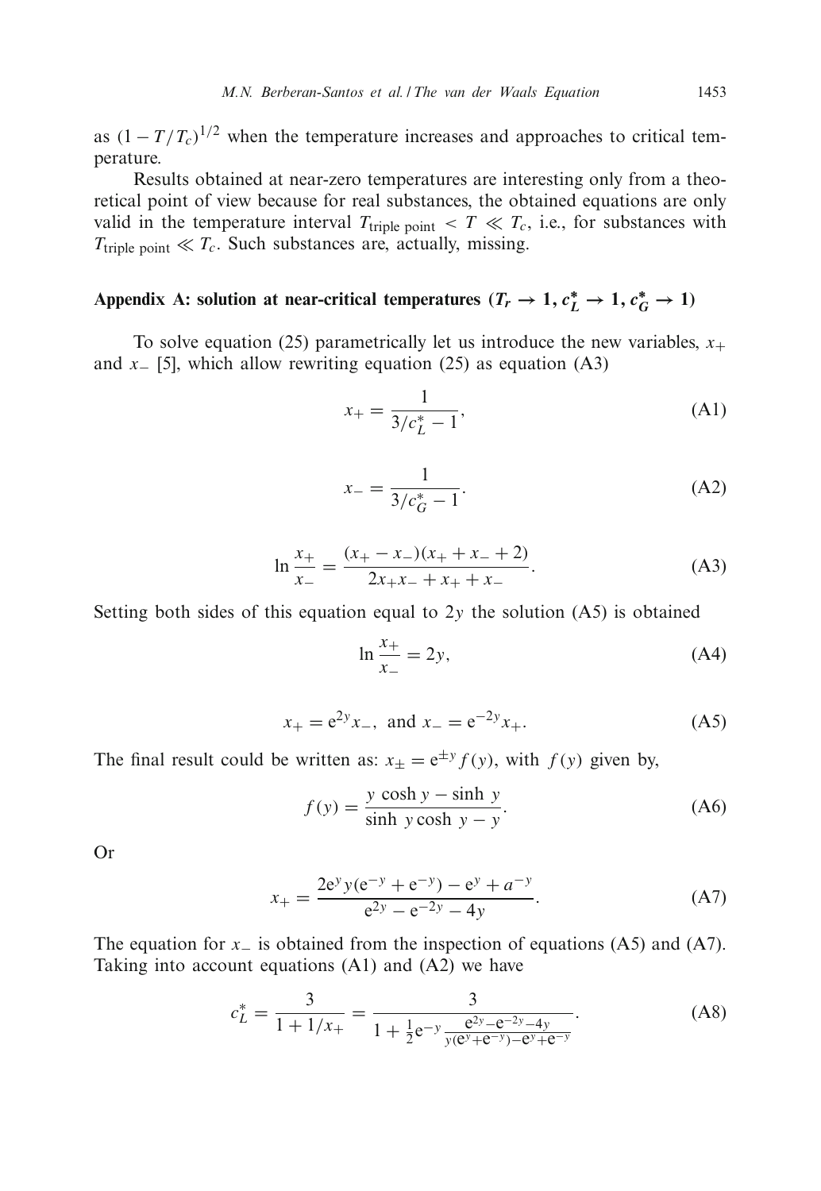as $(1 - T/T_c)^{1/2}$ when the temperature increases and approaches to critical temperature.

Results obtained at near-zero temperatures are interesting only from a theoretical point of view because for real substances, the obtained equations are only valid in the temperature interval $T_{\text{triple point}} < T \ll T_c$, i.e., for substances with $T_{\text{triple point}} \ll T_c$. Such substances are, actually, missing.

## Appendix A: solution at near-critical temperatures ($T_r \to 1, c_L^* \to 1, c_G^* \to 1$)

To solve equation (25) parametrically let us introduce the new variables, $x_+$ and $x_-$ [5], which allow rewriting equation (25) as equation (A3)

$$x_+ = \frac{1}{3/c_L^* - 1}, \tag{A1}$$

$$x_- = \frac{1}{3/c_G^* - 1}. \tag{A2}$$

$$\ln \frac{x_+}{x_-} = \frac{(x_+ - x_-)(x_+ + x_- + 2)}{2x_+x_- + x_+ + x_-}. \tag{A3}$$

Setting both sides of this equation equal to $2y$ the solution (A5) is obtained

$$\ln \frac{x_+}{x_-} = 2y, \tag{A4}$$

$$x_+ = e^{2y}x_-, \text{ and } x_- = e^{-2y}x_+. \tag{A5}$$

The final result could be written as: $x_\pm = e^{\pm y} f(y)$, with $f(y)$ given by,

$$f(y) = \frac{y \cosh y - \sinh y}{\sinh y \cosh y - y}. \tag{A6}$$

Or

$$x_+ = \frac{2e^y y(e^{-y} + e^{-y}) - e^y + a^{-y}}{e^{2y} - e^{-2y} - 4y}. \tag{A7}$$

The equation for $x_-$ is obtained from the inspection of equations (A5) and (A7). Taking into account equations (A1) and (A2) we have

$$c_L^* = \frac{3}{1 + 1/x_+} = \frac{3}{1 + \frac{1}{2}e^{-y}\frac{e^{2y} - e^{-2y} - 4y}{y(e^y + e^{-y}) - e^y + e^{-y}}}. \tag{A8}$$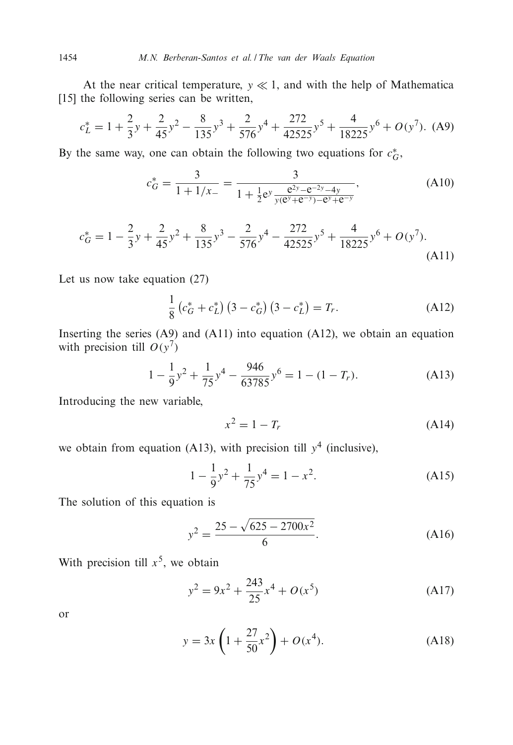At the near critical temperature, $y \ll 1$, and with the help of Mathematica [15] the following series can be written,

$$c_L^* = 1 + \frac{2}{3}y + \frac{2}{45}y^2 - \frac{8}{135}y^3 + \frac{2}{576}y^4 + \frac{272}{42525}y^5 + \frac{4}{18225}y^6 + O(y^7). \quad \text{(A9)}$$

By the same way, one can obtain the following two equations for $c_G^*$,

$$c_G^* = \frac{3}{1 + 1/x_-} = \frac{3}{1 + \frac{1}{2}\mathrm{e}^y \frac{\mathrm{e}^{2y} - \mathrm{e}^{-2y} - 4y}{y(\mathrm{e}^y + \mathrm{e}^{-y}) - \mathrm{e}^y + \mathrm{e}^{-y}}}, \quad \text{(A10)}$$

$$c_G^* = 1 - \frac{2}{3}y + \frac{2}{45}y^2 + \frac{8}{135}y^3 - \frac{2}{576}y^4 - \frac{272}{42525}y^5 + \frac{4}{18225}y^6 + O(y^7). \quad \text{(A11)}$$

Let us now take equation (27)

$$\frac{1}{8}\left(c_G^* + c_L^*\right)\left(3 - c_G^*\right)\left(3 - c_L^*\right) = T_r. \quad \text{(A12)}$$

Inserting the series (A9) and (A11) into equation (A12), we obtain an equation with precision till $O(y^7)$

$$1 - \frac{1}{9}y^2 + \frac{1}{75}y^4 - \frac{946}{63785}y^6 = 1 - (1 - T_r). \quad \text{(A13)}$$

Introducing the new variable,

$$x^2 = 1 - T_r \quad \text{(A14)}$$

we obtain from equation (A13), with precision till $y^4$ (inclusive),

$$1 - \frac{1}{9}y^2 + \frac{1}{75}y^4 = 1 - x^2. \quad \text{(A15)}$$

The solution of this equation is

$$y^2 = \frac{25 - \sqrt{625 - 2700x^2}}{6}. \quad \text{(A16)}$$

With precision till $x^5$, we obtain

$$y^2 = 9x^2 + \frac{243}{25}x^4 + O(x^5) \quad \text{(A17)}$$

or

$$y = 3x\left(1 + \frac{27}{50}x^2\right) + O(x^4). \quad \text{(A18)}$$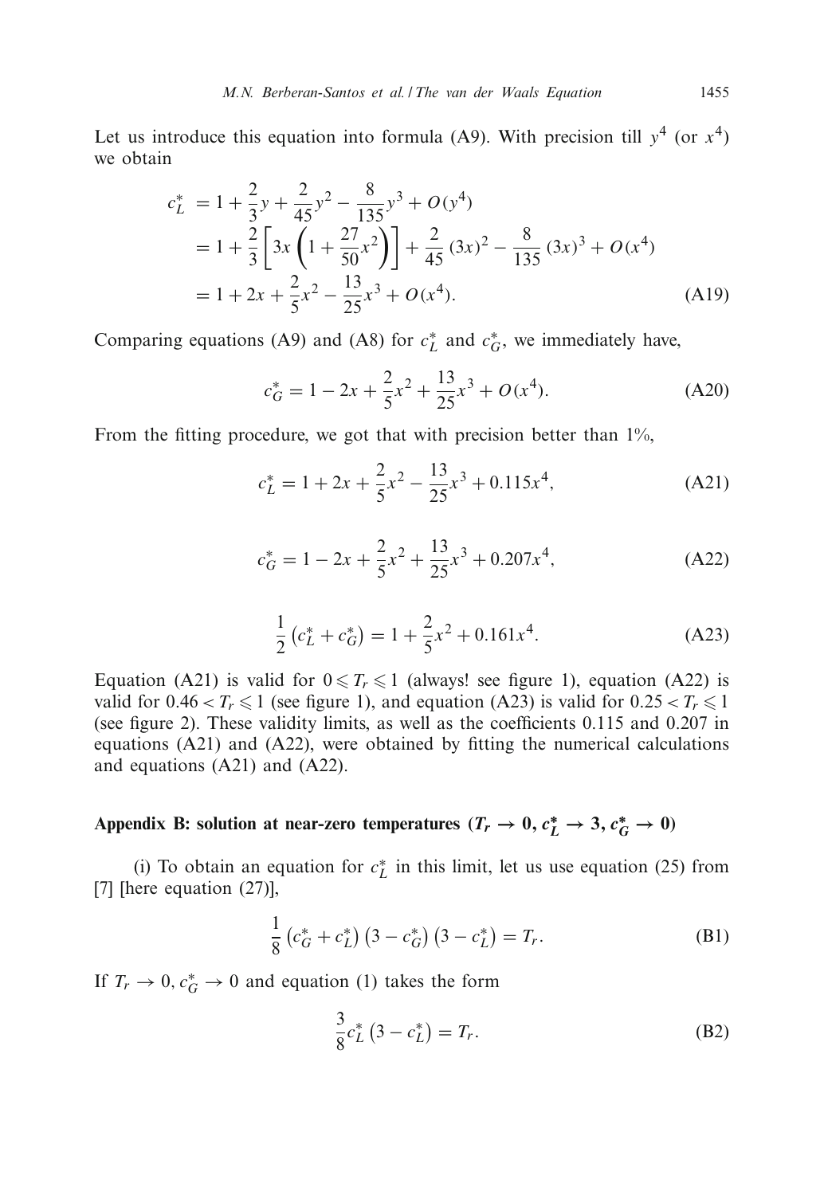Let us introduce this equation into formula (A9). With precision till $y^4$ (or $x^4$) we obtain

$$
\begin{aligned}
c_L^* &= 1 + \frac{2}{3}y + \frac{2}{45}y^2 - \frac{8}{135}y^3 + O(y^4) \\
&= 1 + \frac{2}{3}\left[3x\left(1 + \frac{27}{50}x^2\right)\right] + \frac{2}{45}(3x)^2 - \frac{8}{135}(3x)^3 + O(x^4) \\
&= 1 + 2x + \frac{2}{5}x^2 - \frac{13}{25}x^3 + O(x^4).
\end{aligned}
\tag{A19}
$$

Comparing equations (A9) and (A8) for $c_L^*$ and $c_G^*$, we immediately have,

$$
c_G^* = 1 - 2x + \frac{2}{5}x^2 + \frac{13}{25}x^3 + O(x^4). \tag{A20}
$$

From the fitting procedure, we got that with precision better than 1%,

$$
c_L^* = 1 + 2x + \frac{2}{5}x^2 - \frac{13}{25}x^3 + 0.115x^4, \tag{A21}
$$

$$
c_G^* = 1 - 2x + \frac{2}{5}x^2 + \frac{13}{25}x^3 + 0.207x^4, \tag{A22}
$$

$$
\frac{1}{2}\left(c_L^* + c_G^*\right) = 1 + \frac{2}{5}x^2 + 0.161x^4. \tag{A23}
$$

Equation (A21) is valid for $0 \leqslant T_r \leqslant 1$ (always! see figure 1), equation (A22) is valid for $0.46 < T_r \leqslant 1$ (see figure 1), and equation (A23) is valid for $0.25 < T_r \leqslant 1$ (see figure 2). These validity limits, as well as the coefficients 0.115 and 0.207 in equations (A21) and (A22), were obtained by fitting the numerical calculations and equations (A21) and (A22).

## Appendix B: solution at near-zero temperatures ($T_r \to 0, c_L^* \to 3, c_G^* \to 0$)

(i) To obtain an equation for $c_L^*$ in this limit, let us use equation (25) from [7] [here equation (27)],

$$
\frac{1}{8}\left(c_G^* + c_L^*\right)\left(3 - c_G^*\right)\left(3 - c_L^*\right) = T_r. \tag{B1}
$$

If $T_r \to 0, c_G^* \to 0$ and equation (1) takes the form

$$
\frac{3}{8}c_L^*\left(3 - c_L^*\right) = T_r. \tag{B2}
$$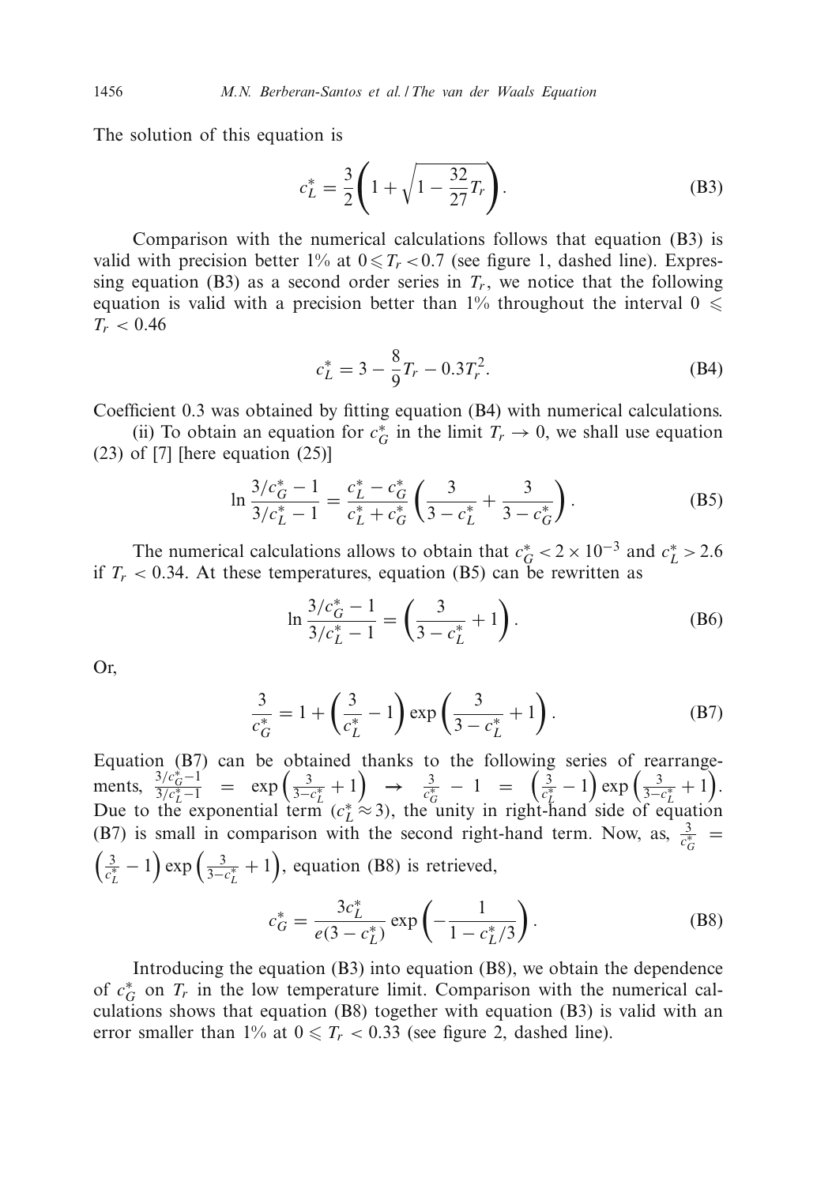The solution of this equation is

$$c_L^* = \frac{3}{2}\left(1 + \sqrt{1 - \frac{32}{27}T_r}\right). \tag{B3}$$

Comparison with the numerical calculations follows that equation (B3) is valid with precision better 1% at $0 \leqslant T_r < 0.7$ (see figure 1, dashed line). Expressing equation (B3) as a second order series in $T_r$, we notice that the following equation is valid with a precision better than 1% throughout the interval $0 \leqslant T_r < 0.46$

$$c_L^* = 3 - \frac{8}{9}T_r - 0.3T_r^2. \tag{B4}$$

Coefficient 0.3 was obtained by fitting equation (B4) with numerical calculations.

(ii) To obtain an equation for $c_G^*$ in the limit $T_r \to 0$, we shall use equation (23) of [7] [here equation (25)]

$$\ln\frac{3/c_G^* - 1}{3/c_L^* - 1} = \frac{c_L^* - c_G^*}{c_L^* + c_G^*}\left(\frac{3}{3 - c_L^*} + \frac{3}{3 - c_G^*}\right). \tag{B5}$$

The numerical calculations allows to obtain that $c_G^* < 2 \times 10^{-3}$ and $c_L^* > 2.6$ if $T_r < 0.34$. At these temperatures, equation (B5) can be rewritten as

$$\ln\frac{3/c_G^* - 1}{3/c_L^* - 1} = \left(\frac{3}{3 - c_L^*} + 1\right). \tag{B6}$$

Or,

$$\frac{3}{c_G^*} = 1 + \left(\frac{3}{c_L^*} - 1\right)\exp\left(\frac{3}{3 - c_L^*} + 1\right). \tag{B7}$$

Equation (B7) can be obtained thanks to the following series of rearrangements, $\frac{3/c_G^* - 1}{3/c_L^* - 1} = \exp\left(\frac{3}{3 - c_L^*} + 1\right) \rightarrow \frac{3}{c_G^*} - 1 = \left(\frac{3}{c_L^*} - 1\right)\exp\left(\frac{3}{3 - c_L^*} + 1\right)$. Due to the exponential term ($c_L^* \approx 3$), the unity in right-hand side of equation (B7) is small in comparison with the second right-hand term. Now, as, $\frac{3}{c_G^*} = \left(\frac{3}{c_L^*} - 1\right)\exp\left(\frac{3}{3 - c_L^*} + 1\right)$, equation (B8) is retrieved,

$$c_G^* = \frac{3c_L^*}{e(3 - c_L^*)}\exp\left(-\frac{1}{1 - c_L^*/3}\right). \tag{B8}$$

Introducing the equation (B3) into equation (B8), we obtain the dependence of $c_G^*$ on $T_r$ in the low temperature limit. Comparison with the numerical calculations shows that equation (B8) together with equation (B3) is valid with an error smaller than 1% at $0 \leqslant T_r < 0.33$ (see figure 2, dashed line).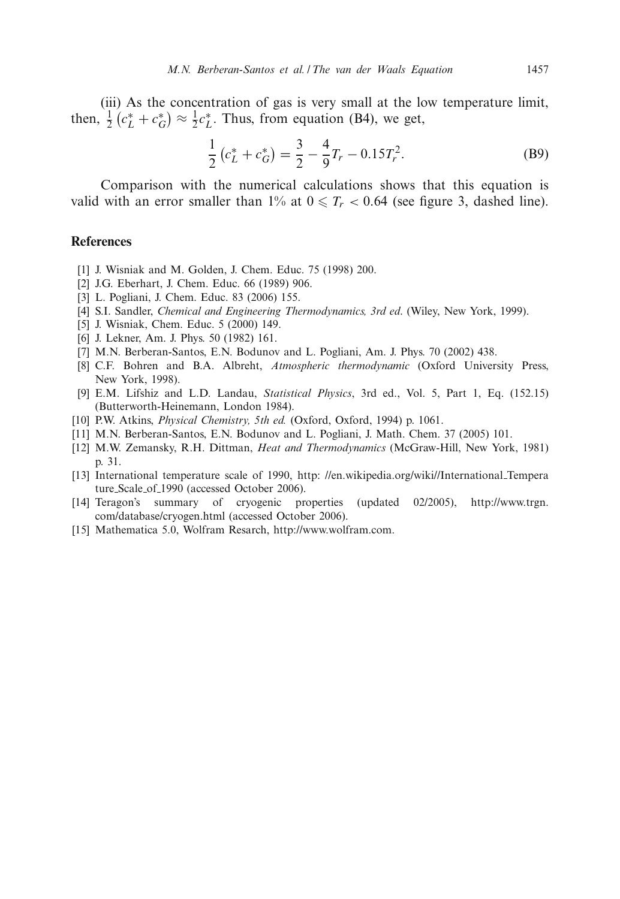(iii) As the concentration of gas is very small at the low temperature limit, then, $\frac{1}{2}\left(c_L^* + c_G^*\right) \approx \frac{1}{2}c_L^*$. Thus, from equation (B4), we get,

$$\frac{1}{2}\left(c_L^* + c_G^*\right) = \frac{3}{2} - \frac{4}{9}T_r - 0.15T_r^2. \tag{B9}$$

Comparison with the numerical calculations shows that this equation is valid with an error smaller than 1% at $0 \leqslant T_r < 0.64$ (see figure 3, dashed line).

## References

[1] J. Wisniak and M. Golden, J. Chem. Educ. 75 (1998) 200.

[2] J.G. Eberhart, J. Chem. Educ. 66 (1989) 906.

[3] L. Pogliani, J. Chem. Educ. 83 (2006) 155.

[4] S.I. Sandler, *Chemical and Engineering Thermodynamics, 3rd ed*. (Wiley, New York, 1999).

[5] J. Wisniak, Chem. Educ. 5 (2000) 149.

[6] J. Lekner, Am. J. Phys. 50 (1982) 161.

[7] M.N. Berberan-Santos, E.N. Bodunov and L. Pogliani, Am. J. Phys. 70 (2002) 438.

[8] C.F. Bohren and B.A. Albreht, *Atmospheric thermodynamic* (Oxford University Press, New York, 1998).

[9] E.M. Lifshiz and L.D. Landau, *Statistical Physics*, 3rd ed., Vol. 5, Part 1, Eq. (152.15) (Butterworth-Heinemann, London 1984).

[10] P.W. Atkins, *Physical Chemistry, 5th ed.* (Oxford, Oxford, 1994) p. 1061.

[11] M.N. Berberan-Santos, E.N. Bodunov and L. Pogliani, J. Math. Chem. 37 (2005) 101.

[12] M.W. Zemansky, R.H. Dittman, *Heat and Thermodynamics* (McGraw-Hill, New York, 1981) p. 31.

[13] International temperature scale of 1990, http: //en.wikipedia.org/wiki//International_Temperature_Scale_of_1990 (accessed October 2006).

[14] Teragon's summary of cryogenic properties (updated 02/2005), http://www.trgn.com/database/cryogen.html (accessed October 2006).

[15] Mathematica 5.0, Wolfram Resarch, http://www.wolfram.com.